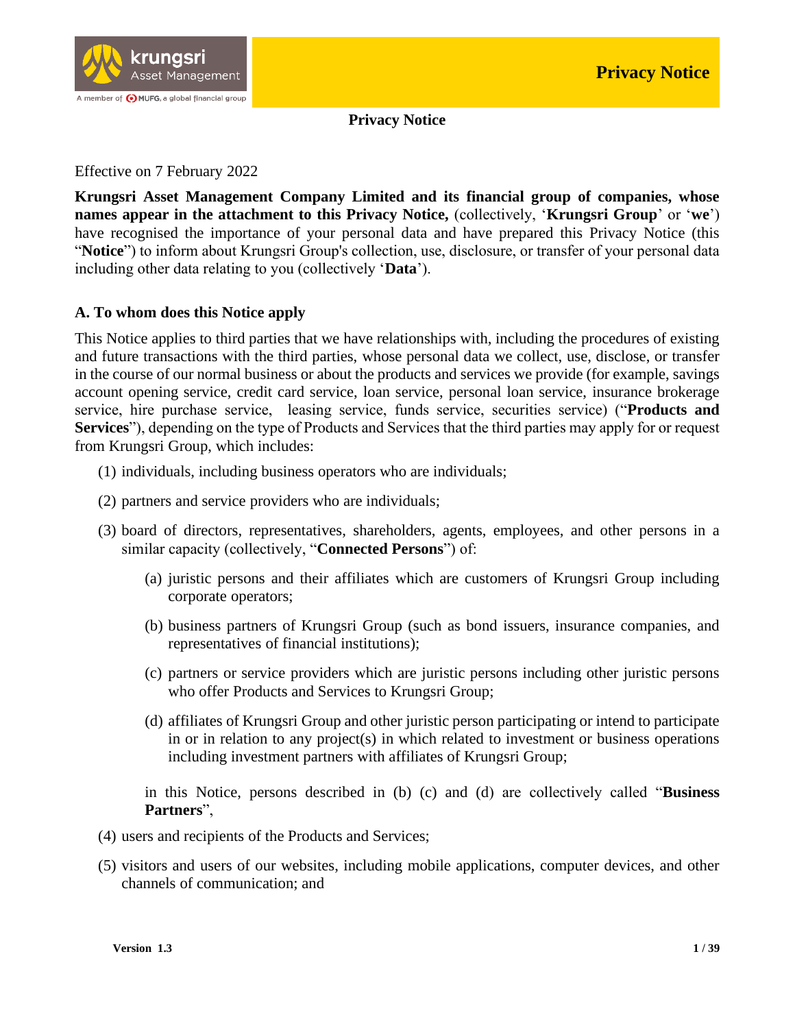# Privacy Notice

Effective on 7 February 2022

**Krungsri Asset Management Company Limited and its financial group of companies, whose names appear in the attachment to this Privacy Notice,** (collectively, '**Krungsri Group**' or '**we**') have recognised the importance of your personal data and have prepared this Privacy Notice (this "**Notice**") to inform about Krungsri Group's collection, use, disclosure, or transfer of your personal data including other data relating to you (collectively '**Data**').

## A. To whom does this Notice apply

This Notice applies to third parties that we have relationships with, including the procedures of existing and future transactions with the third parties, whose personal data we collect, use, disclose, or transfer in the course of our normal business or about the products and services we provide (for example, savings account opening service, credit card service, loan service, personal loan service, insurance brokerage service, hire purchase service, leasing service, funds service, securities service) ("**Products and Services**"), depending on the type of Products and Services that the third parties may apply for or request from Krungsri Group, which includes:

(1) individuals, including business operators who are individuals;

(2) partners and service providers who are individuals;

(3) board of directors, representatives, shareholders, agents, employees, and other persons in a similar capacity (collectively, "**Connected Persons**") of:

   (a) juristic persons and their affiliates which are customers of Krungsri Group including corporate operators;

   (b) business partners of Krungsri Group (such as bond issuers, insurance companies, and representatives of financial institutions);

   (c) partners or service providers which are juristic persons including other juristic persons who offer Products and Services to Krungsri Group;

   (d) affiliates of Krungsri Group and other juristic person participating or intend to participate in or in relation to any project(s) in which related to investment or business operations including investment partners with affiliates of Krungsri Group;

   in this Notice, persons described in (b) (c) and (d) are collectively called "**Business Partners**",

(4) users and recipients of the Products and Services;

(5) visitors and users of our websites, including mobile applications, computer devices, and other channels of communication; and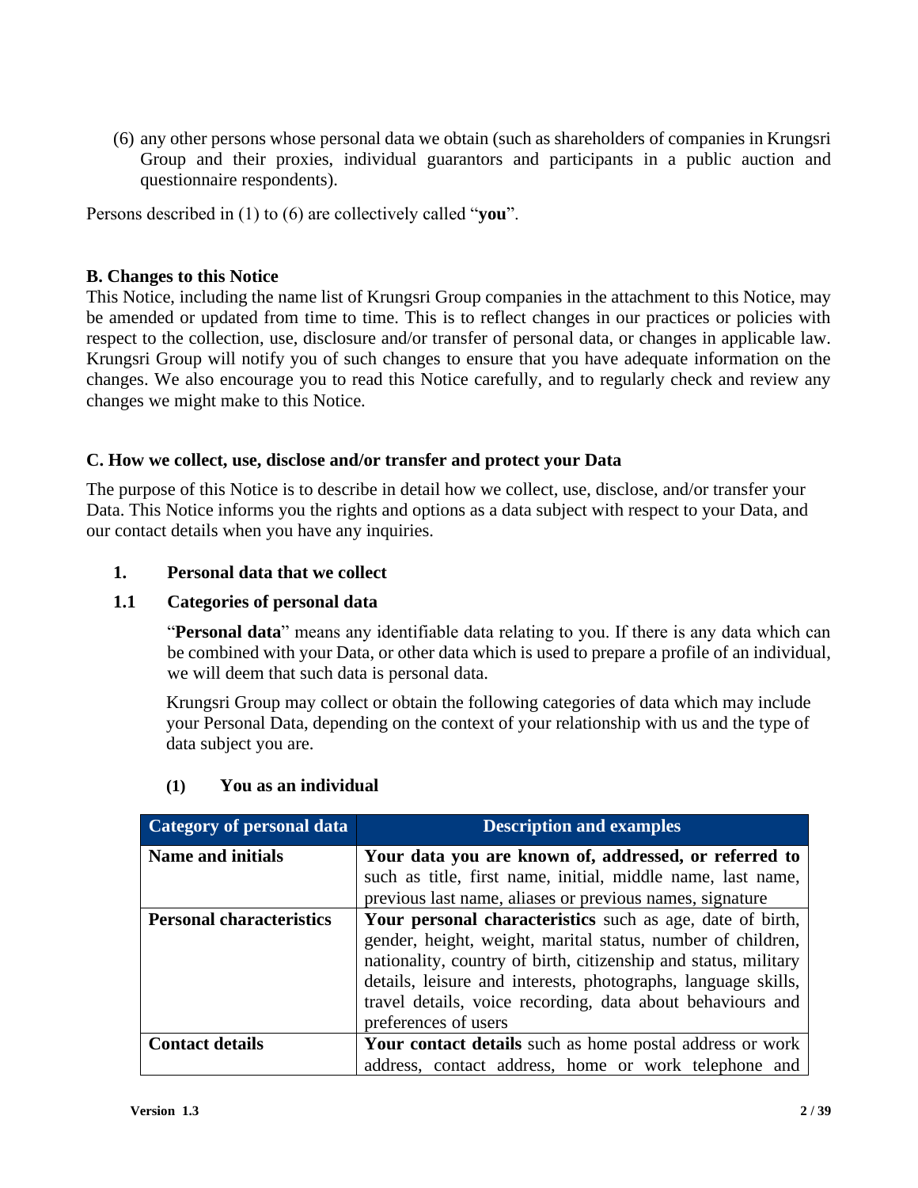(6) any other persons whose personal data we obtain (such as shareholders of companies in Krungsri Group and their proxies, individual guarantors and participants in a public auction and questionnaire respondents).

Persons described in (1) to (6) are collectively called "**you**".

## B. Changes to this Notice

This Notice, including the name list of Krungsri Group companies in the attachment to this Notice, may be amended or updated from time to time. This is to reflect changes in our practices or policies with respect to the collection, use, disclosure and/or transfer of personal data, or changes in applicable law. Krungsri Group will notify you of such changes to ensure that you have adequate information on the changes. We also encourage you to read this Notice carefully, and to regularly check and review any changes we might make to this Notice.

## C. How we collect, use, disclose and/or transfer and protect your Data

The purpose of this Notice is to describe in detail how we collect, use, disclose, and/or transfer your Data. This Notice informs you the rights and options as a data subject with respect to your Data, and our contact details when you have any inquiries.

### 1. Personal data that we collect

### 1.1 Categories of personal data

"**Personal data**" means any identifiable data relating to you. If there is any data which can be combined with your Data, or other data which is used to prepare a profile of an individual, we will deem that such data is personal data.

Krungsri Group may collect or obtain the following categories of data which may include your Personal Data, depending on the context of your relationship with us and the type of data subject you are.

#### (1) You as an individual

| Category of personal data | Description and examples |
|---|---|
| **Name and initials** | **Your data you are known of, addressed, or referred to** such as title, first name, initial, middle name, last name, previous last name, aliases or previous names, signature |
| **Personal characteristics** | **Your personal characteristics** such as age, date of birth, gender, height, weight, marital status, number of children, nationality, country of birth, citizenship and status, military details, leisure and interests, photographs, language skills, travel details, voice recording, data about behaviours and preferences of users |
| **Contact details** | **Your contact details** such as home postal address or work address, contact address, home or work telephone and |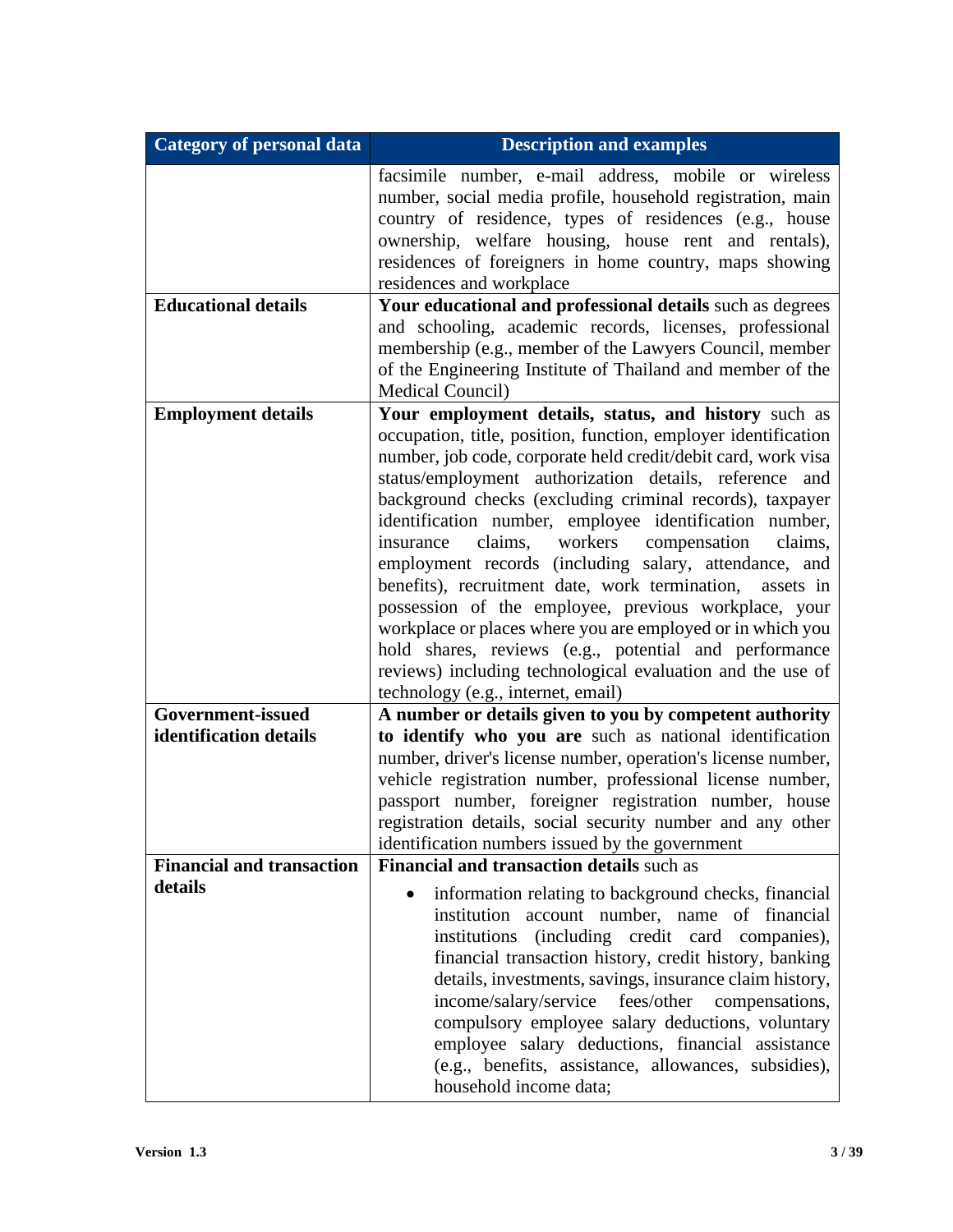| Category of personal data | Description and examples |
|---|---|
| | facsimile number, e-mail address, mobile or wireless number, social media profile, household registration, main country of residence, types of residences (e.g., house ownership, welfare housing, house rent and rentals), residences of foreigners in home country, maps showing residences and workplace |
| **Educational details** | **Your educational and professional details** such as degrees and schooling, academic records, licenses, professional membership (e.g., member of the Lawyers Council, member of the Engineering Institute of Thailand and member of the Medical Council) |
| **Employment details** | **Your employment details, status, and history** such as occupation, title, position, function, employer identification number, job code, corporate held credit/debit card, work visa status/employment authorization details, reference and background checks (excluding criminal records), taxpayer identification number, employee identification number, insurance claims, workers compensation claims, employment records (including salary, attendance, and benefits), recruitment date, work termination, assets in possession of the employee, previous workplace, your workplace or places where you are employed or in which you hold shares, reviews (e.g., potential and performance reviews) including technological evaluation and the use of technology (e.g., internet, email) |
| **Government-issued identification details** | **A number or details given to you by competent authority to identify who you are** such as national identification number, driver's license number, operation's license number, vehicle registration number, professional license number, passport number, foreigner registration number, house registration details, social security number and any other identification numbers issued by the government |
| **Financial and transaction details** | **Financial and transaction details** such as<br>• information relating to background checks, financial institution account number, name of financial institutions (including credit card companies), financial transaction history, credit history, banking details, investments, savings, insurance claim history, income/salary/service fees/other compensations, compulsory employee salary deductions, voluntary employee salary deductions, financial assistance (e.g., benefits, assistance, allowances, subsidies), household income data; |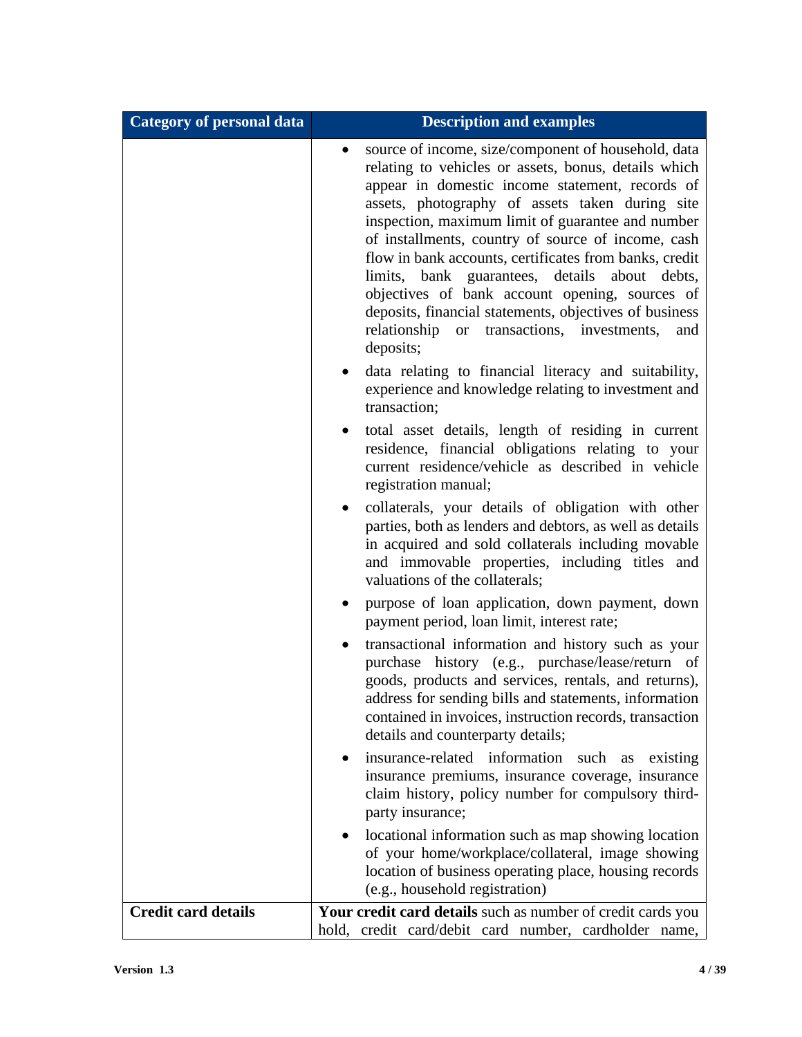| Category of personal data | Description and examples |
| --- | --- |
| | • source of income, size/component of household, data relating to vehicles or assets, bonus, details which appear in domestic income statement, records of assets, photography of assets taken during site inspection, maximum limit of guarantee and number of installments, country of source of income, cash flow in bank accounts, certificates from banks, credit limits, bank guarantees, details about debts, objectives of bank account opening, sources of deposits, financial statements, objectives of business relationship or transactions, investments, and deposits;<br>• data relating to financial literacy and suitability, experience and knowledge relating to investment and transaction;<br>• total asset details, length of residing in current residence, financial obligations relating to your current residence/vehicle as described in vehicle registration manual;<br>• collaterals, your details of obligation with other parties, both as lenders and debtors, as well as details in acquired and sold collaterals including movable and immovable properties, including titles and valuations of the collaterals;<br>• purpose of loan application, down payment, down payment period, loan limit, interest rate;<br>• transactional information and history such as your purchase history (e.g., purchase/lease/return of goods, products and services, rentals, and returns), address for sending bills and statements, information contained in invoices, instruction records, transaction details and counterparty details;<br>• insurance-related information such as existing insurance premiums, insurance coverage, insurance claim history, policy number for compulsory third-party insurance;<br>• locational information such as map showing location of your home/workplace/collateral, image showing location of business operating place, housing records (e.g., household registration) |
| **Credit card details** | **Your credit card details** such as number of credit cards you hold, credit card/debit card number, cardholder name, |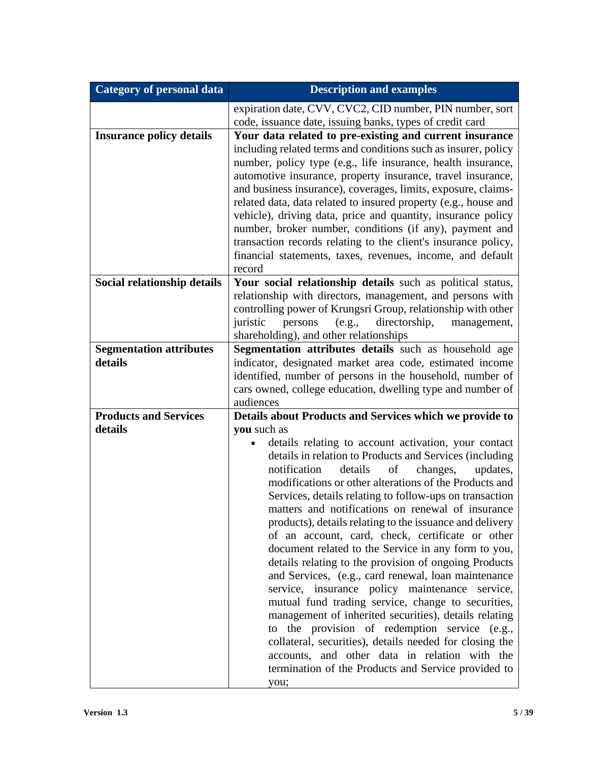| Category of personal data | Description and examples |
|---|---|
| | expiration date, CVV, CVC2, CID number, PIN number, sort code, issuance date, issuing banks, types of credit card |
| **Insurance policy details** | **Your data related to pre-existing and current insurance** including related terms and conditions such as insurer, policy number, policy type (e.g., life insurance, health insurance, automotive insurance, property insurance, travel insurance, and business insurance), coverages, limits, exposure, claims-related data, data related to insured property (e.g., house and vehicle), driving data, price and quantity, insurance policy number, broker number, conditions (if any), payment and transaction records relating to the client's insurance policy, financial statements, taxes, revenues, income, and default record |
| **Social relationship details** | **Your social relationship details** such as political status, relationship with directors, management, and persons with controlling power of Krungsri Group, relationship with other juristic persons (e.g., directorship, management, shareholding), and other relationships |
| **Segmentation attributes details** | **Segmentation attributes details** such as household age indicator, designated market area code, estimated income identified, number of persons in the household, number of cars owned, college education, dwelling type and number of audiences |
| **Products and Services details** | **Details about Products and Services which we provide to you** such as<br>• details relating to account activation, your contact details in relation to Products and Services (including notification details of changes, updates, modifications or other alterations of the Products and Services, details relating to follow-ups on transaction matters and notifications on renewal of insurance products), details relating to the issuance and delivery of an account, card, check, certificate or other document related to the Service in any form to you, details relating to the provision of ongoing Products and Services, (e.g., card renewal, loan maintenance service, insurance policy maintenance service, mutual fund trading service, change to securities, management of inherited securities), details relating to the provision of redemption service (e.g., collateral, securities), details needed for closing the accounts, and other data in relation with the termination of the Products and Service provided to you; |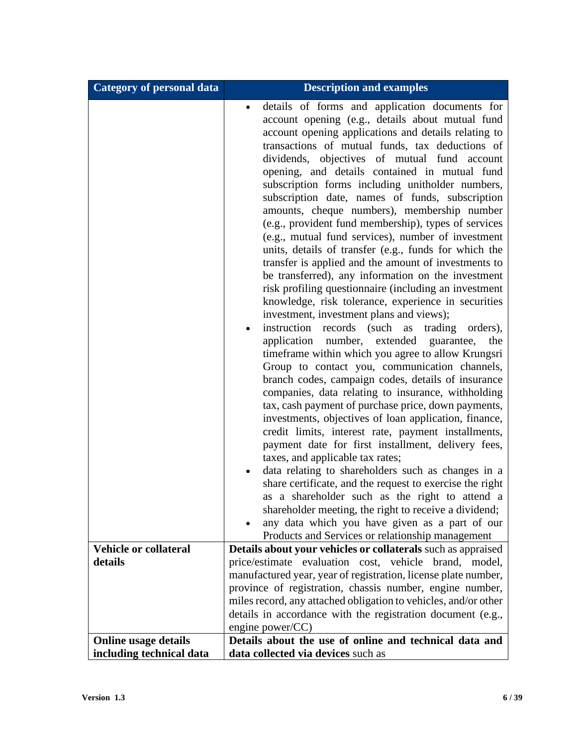| Category of personal data | Description and examples |
| --- | --- |
| | • details of forms and application documents for account opening (e.g., details about mutual fund account opening applications and details relating to transactions of mutual funds, tax deductions of dividends, objectives of mutual fund account opening, and details contained in mutual fund subscription forms including unitholder numbers, subscription date, names of funds, subscription amounts, cheque numbers), membership number (e.g., provident fund membership), types of services (e.g., mutual fund services), number of investment units, details of transfer (e.g., funds for which the transfer is applied and the amount of investments to be transferred), any information on the investment risk profiling questionnaire (including an investment knowledge, risk tolerance, experience in securities investment, investment plans and views);<br>• instruction records (such as trading orders), application number, extended guarantee, the timeframe within which you agree to allow Krungsri Group to contact you, communication channels, branch codes, campaign codes, details of insurance companies, data relating to insurance, withholding tax, cash payment of purchase price, down payments, investments, objectives of loan application, finance, credit limits, interest rate, payment installments, payment date for first installment, delivery fees, taxes, and applicable tax rates;<br>• data relating to shareholders such as changes in a share certificate, and the request to exercise the right as a shareholder such as the right to attend a shareholder meeting, the right to receive a dividend;<br>• any data which you have given as a part of our Products and Services or relationship management |
| **Vehicle or collateral details** | **Details about your vehicles or collaterals** such as appraised price/estimate evaluation cost, vehicle brand, model, manufactured year, year of registration, license plate number, province of registration, chassis number, engine number, miles record, any attached obligation to vehicles, and/or other details in accordance with the registration document (e.g., engine power/CC) |
| **Online usage details including technical data** | **Details about the use of online and technical data and data collected via devices** such as |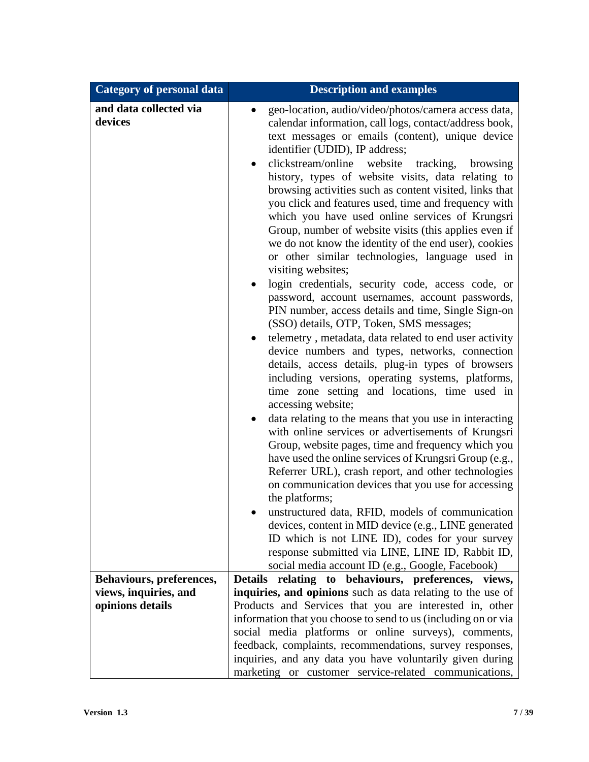| Category of personal data | Description and examples |
|---|---|
| **and data collected via devices** | • geo-location, audio/video/photos/camera access data, calendar information, call logs, contact/address book, text messages or emails (content), unique device identifier (UDID), IP address;<br>• clickstream/online website tracking, browsing history, types of website visits, data relating to browsing activities such as content visited, links that you click and features used, time and frequency with which you have used online services of Krungsri Group, number of website visits (this applies even if we do not know the identity of the end user), cookies or other similar technologies, language used in visiting websites;<br>• login credentials, security code, access code, or password, account usernames, account passwords, PIN number, access details and time, Single Sign-on (SSO) details, OTP, Token, SMS messages;<br>• telemetry , metadata, data related to end user activity device numbers and types, networks, connection details, access details, plug-in types of browsers including versions, operating systems, platforms, time zone setting and locations, time used in accessing website;<br>• data relating to the means that you use in interacting with online services or advertisements of Krungsri Group, website pages, time and frequency which you have used the online services of Krungsri Group (e.g., Referrer URL), crash report, and other technologies on communication devices that you use for accessing the platforms;<br>• unstructured data, RFID, models of communication devices, content in MID device (e.g., LINE generated ID which is not LINE ID), codes for your survey response submitted via LINE, LINE ID, Rabbit ID, social media account ID (e.g., Google, Facebook) |
| **Behaviours, preferences, views, inquiries, and opinions details** | **Details relating to behaviours, preferences, views, inquiries, and opinions** such as data relating to the use of Products and Services that you are interested in, other information that you choose to send to us (including on or via social media platforms or online surveys), comments, feedback, complaints, recommendations, survey responses, inquiries, and any data you have voluntarily given during marketing or customer service-related communications, |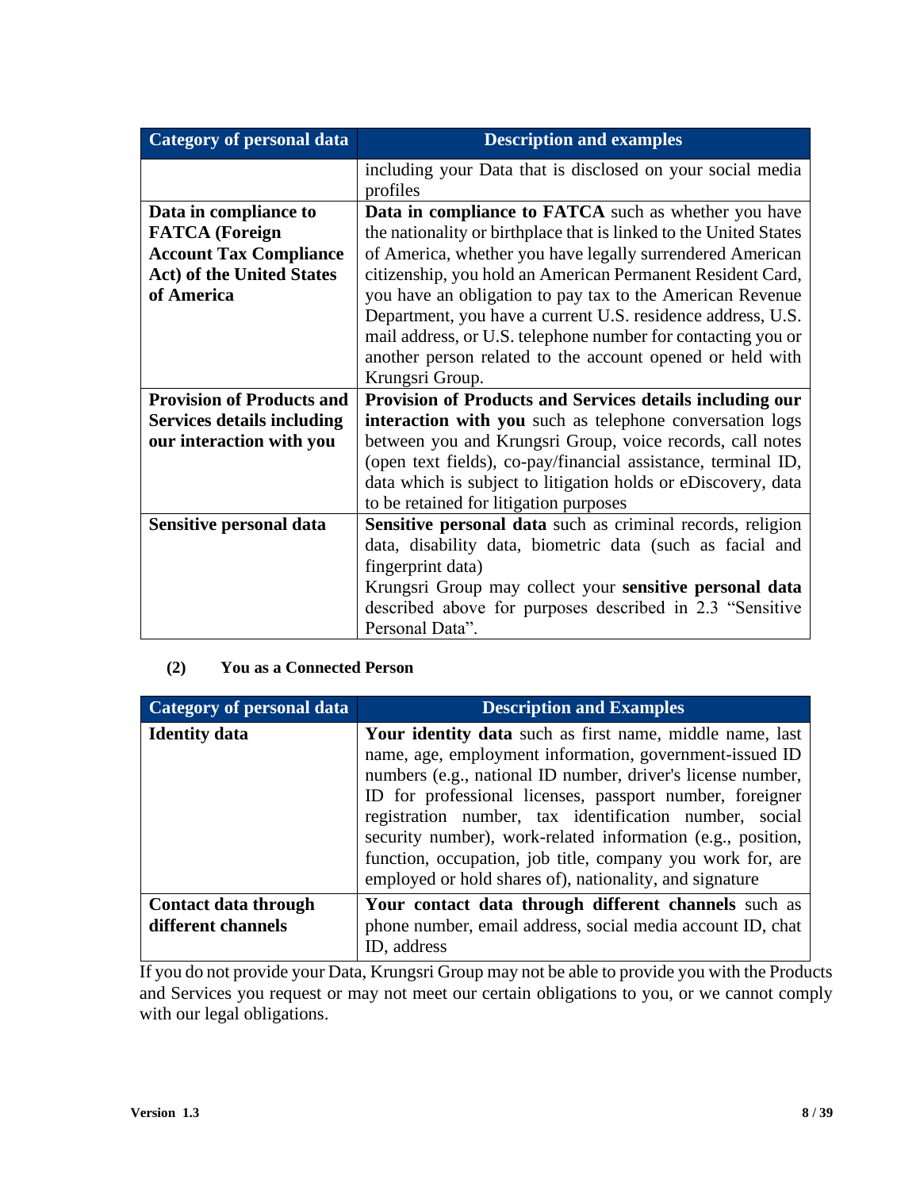| Category of personal data | Description and examples |
|---|---|
| | including your Data that is disclosed on your social media profiles |
| **Data in compliance to FATCA (Foreign Account Tax Compliance Act) of the United States of America** | **Data in compliance to FATCA** such as whether you have the nationality or birthplace that is linked to the United States of America, whether you have legally surrendered American citizenship, you hold an American Permanent Resident Card, you have an obligation to pay tax to the American Revenue Department, you have a current U.S. residence address, U.S. mail address, or U.S. telephone number for contacting you or another person related to the account opened or held with Krungsri Group. |
| **Provision of Products and Services details including our interaction with you** | **Provision of Products and Services details including our interaction with you** such as telephone conversation logs between you and Krungsri Group, voice records, call notes (open text fields), co-pay/financial assistance, terminal ID, data which is subject to litigation holds or eDiscovery, data to be retained for litigation purposes |
| **Sensitive personal data** | **Sensitive personal data** such as criminal records, religion data, disability data, biometric data (such as facial and fingerprint data)<br>Krungsri Group may collect your **sensitive personal data** described above for purposes described in 2.3 "Sensitive Personal Data". |

**(2) You as a Connected Person**

| Category of personal data | Description and Examples |
|---|---|
| **Identity data** | **Your identity data** such as first name, middle name, last name, age, employment information, government-issued ID numbers (e.g., national ID number, driver's license number, ID for professional licenses, passport number, foreigner registration number, tax identification number, social security number), work-related information (e.g., position, function, occupation, job title, company you work for, are employed or hold shares of), nationality, and signature |
| **Contact data through different channels** | **Your contact data through different channels** such as phone number, email address, social media account ID, chat ID, address |

If you do not provide your Data, Krungsri Group may not be able to provide you with the Products and Services you request or may not meet our certain obligations to you, or we cannot comply with our legal obligations.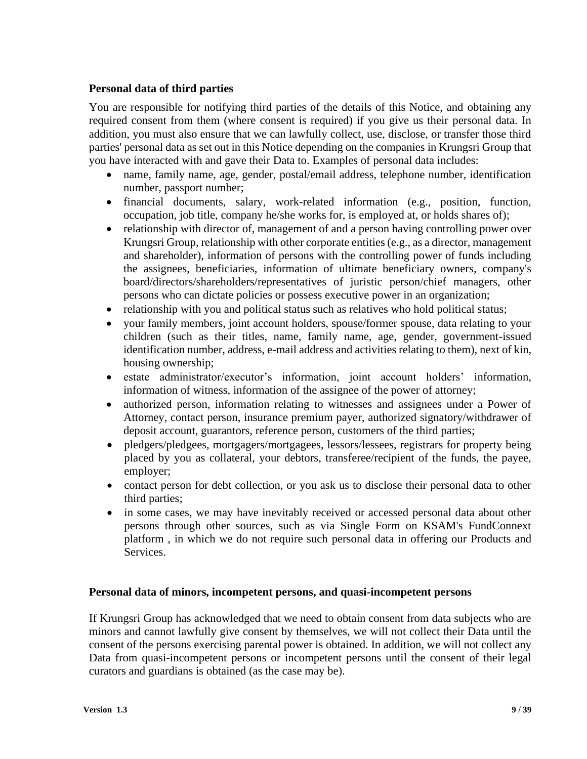**Personal data of third parties**

You are responsible for notifying third parties of the details of this Notice, and obtaining any required consent from them (where consent is required) if you give us their personal data. In addition, you must also ensure that we can lawfully collect, use, disclose, or transfer those third parties' personal data as set out in this Notice depending on the companies in Krungsri Group that you have interacted with and gave their Data to. Examples of personal data includes:

- name, family name, age, gender, postal/email address, telephone number, identification number, passport number;
- financial documents, salary, work-related information (e.g., position, function, occupation, job title, company he/she works for, is employed at, or holds shares of);
- relationship with director of, management of and a person having controlling power over Krungsri Group, relationship with other corporate entities (e.g., as a director, management and shareholder), information of persons with the controlling power of funds including the assignees, beneficiaries, information of ultimate beneficiary owners, company's board/directors/shareholders/representatives of juristic person/chief managers, other persons who can dictate policies or possess executive power in an organization;
- relationship with you and political status such as relatives who hold political status;
- your family members, joint account holders, spouse/former spouse, data relating to your children (such as their titles, name, family name, age, gender, government-issued identification number, address, e-mail address and activities relating to them), next of kin, housing ownership;
- estate administrator/executor's information, joint account holders' information, information of witness, information of the assignee of the power of attorney;
- authorized person, information relating to witnesses and assignees under a Power of Attorney, contact person, insurance premium payer, authorized signatory/withdrawer of deposit account, guarantors, reference person, customers of the third parties;
- pledgers/pledgees, mortgagers/mortgagees, lessors/lessees, registrars for property being placed by you as collateral, your debtors, transferee/recipient of the funds, the payee, employer;
- contact person for debt collection, or you ask us to disclose their personal data to other third parties;
- in some cases, we may have inevitably received or accessed personal data about other persons through other sources, such as via Single Form on KSAM's FundConnext platform , in which we do not require such personal data in offering our Products and Services.

**Personal data of minors, incompetent persons, and quasi-incompetent persons**

If Krungsri Group has acknowledged that we need to obtain consent from data subjects who are minors and cannot lawfully give consent by themselves, we will not collect their Data until the consent of the persons exercising parental power is obtained. In addition, we will not collect any Data from quasi-incompetent persons or incompetent persons until the consent of their legal curators and guardians is obtained (as the case may be).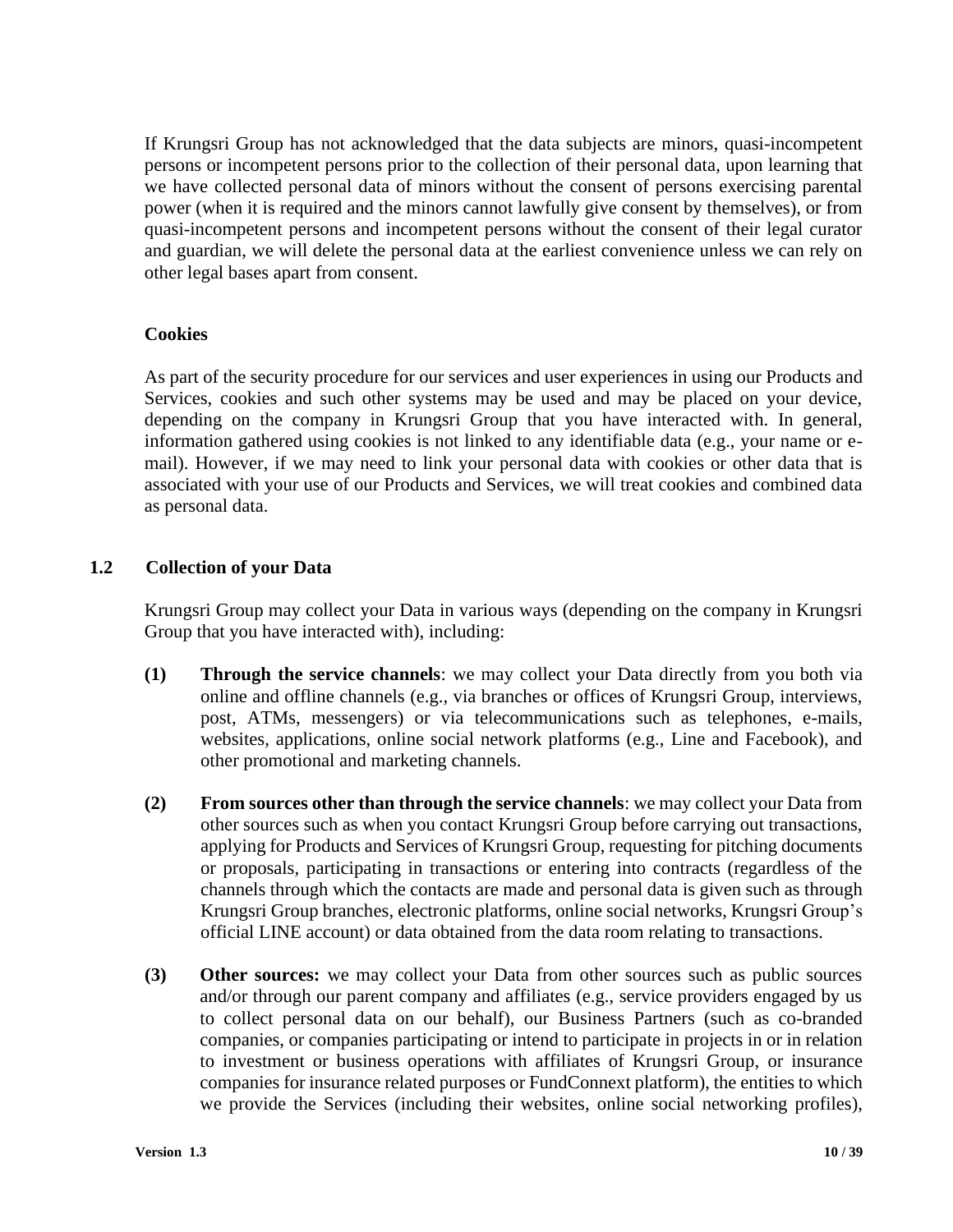If Krungsri Group has not acknowledged that the data subjects are minors, quasi-incompetent persons or incompetent persons prior to the collection of their personal data, upon learning that we have collected personal data of minors without the consent of persons exercising parental power (when it is required and the minors cannot lawfully give consent by themselves), or from quasi-incompetent persons and incompetent persons without the consent of their legal curator and guardian, we will delete the personal data at the earliest convenience unless we can rely on other legal bases apart from consent.

**Cookies**

As part of the security procedure for our services and user experiences in using our Products and Services, cookies and such other systems may be used and may be placed on your device, depending on the company in Krungsri Group that you have interacted with. In general, information gathered using cookies is not linked to any identifiable data (e.g., your name or e-mail). However, if we may need to link your personal data with cookies or other data that is associated with your use of our Products and Services, we will treat cookies and combined data as personal data.

### 1.2 Collection of your Data

Krungsri Group may collect your Data in various ways (depending on the company in Krungsri Group that you have interacted with), including:

**(1)** **Through the service channels**: we may collect your Data directly from you both via online and offline channels (e.g., via branches or offices of Krungsri Group, interviews, post, ATMs, messengers) or via telecommunications such as telephones, e-mails, websites, applications, online social network platforms (e.g., Line and Facebook), and other promotional and marketing channels.

**(2)** **From sources other than through the service channels**: we may collect your Data from other sources such as when you contact Krungsri Group before carrying out transactions, applying for Products and Services of Krungsri Group, requesting for pitching documents or proposals, participating in transactions or entering into contracts (regardless of the channels through which the contacts are made and personal data is given such as through Krungsri Group branches, electronic platforms, online social networks, Krungsri Group's official LINE account) or data obtained from the data room relating to transactions.

**(3)** **Other sources:** we may collect your Data from other sources such as public sources and/or through our parent company and affiliates (e.g., service providers engaged by us to collect personal data on our behalf), our Business Partners (such as co-branded companies, or companies participating or intend to participate in projects in or in relation to investment or business operations with affiliates of Krungsri Group, or insurance companies for insurance related purposes or FundConnext platform), the entities to which we provide the Services (including their websites, online social networking profiles),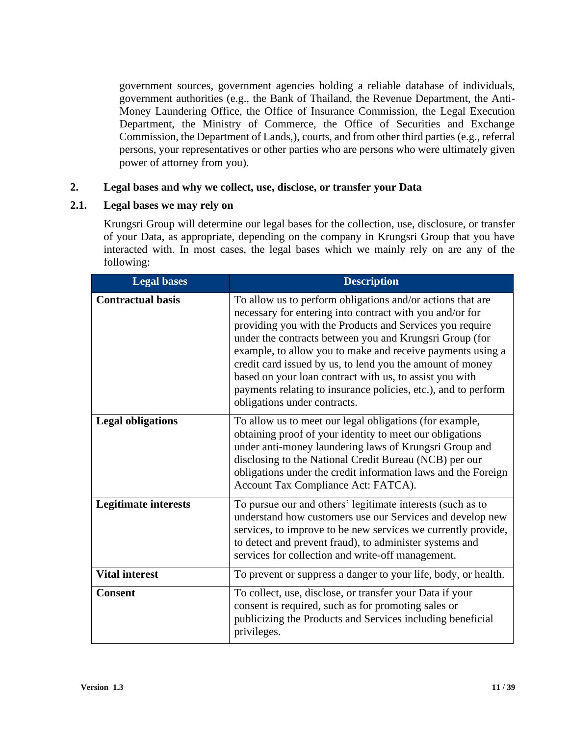government sources, government agencies holding a reliable database of individuals, government authorities (e.g., the Bank of Thailand, the Revenue Department, the Anti-Money Laundering Office, the Office of Insurance Commission, the Legal Execution Department, the Ministry of Commerce, the Office of Securities and Exchange Commission, the Department of Lands,), courts, and from other third parties (e.g., referral persons, your representatives or other parties who are persons who were ultimately given power of attorney from you).

## 2. Legal bases and why we collect, use, disclose, or transfer your Data

### 2.1. Legal bases we may rely on

Krungsri Group will determine our legal bases for the collection, use, disclosure, or transfer of your Data, as appropriate, depending on the company in Krungsri Group that you have interacted with. In most cases, the legal bases which we mainly rely on are any of the following:

| Legal bases | Description |
| --- | --- |
| **Contractual basis** | To allow us to perform obligations and/or actions that are necessary for entering into contract with you and/or for providing you with the Products and Services you require under the contracts between you and Krungsri Group (for example, to allow you to make and receive payments using a credit card issued by us, to lend you the amount of money based on your loan contract with us, to assist you with payments relating to insurance policies, etc.), and to perform obligations under contracts. |
| **Legal obligations** | To allow us to meet our legal obligations (for example, obtaining proof of your identity to meet our obligations under anti-money laundering laws of Krungsri Group and disclosing to the National Credit Bureau (NCB) per our obligations under the credit information laws and the Foreign Account Tax Compliance Act: FATCA). |
| **Legitimate interests** | To pursue our and others' legitimate interests (such as to understand how customers use our Services and develop new services, to improve to be new services we currently provide, to detect and prevent fraud), to administer systems and services for collection and write-off management. |
| **Vital interest** | To prevent or suppress a danger to your life, body, or health. |
| **Consent** | To collect, use, disclose, or transfer your Data if your consent is required, such as for promoting sales or publicizing the Products and Services including beneficial privileges. |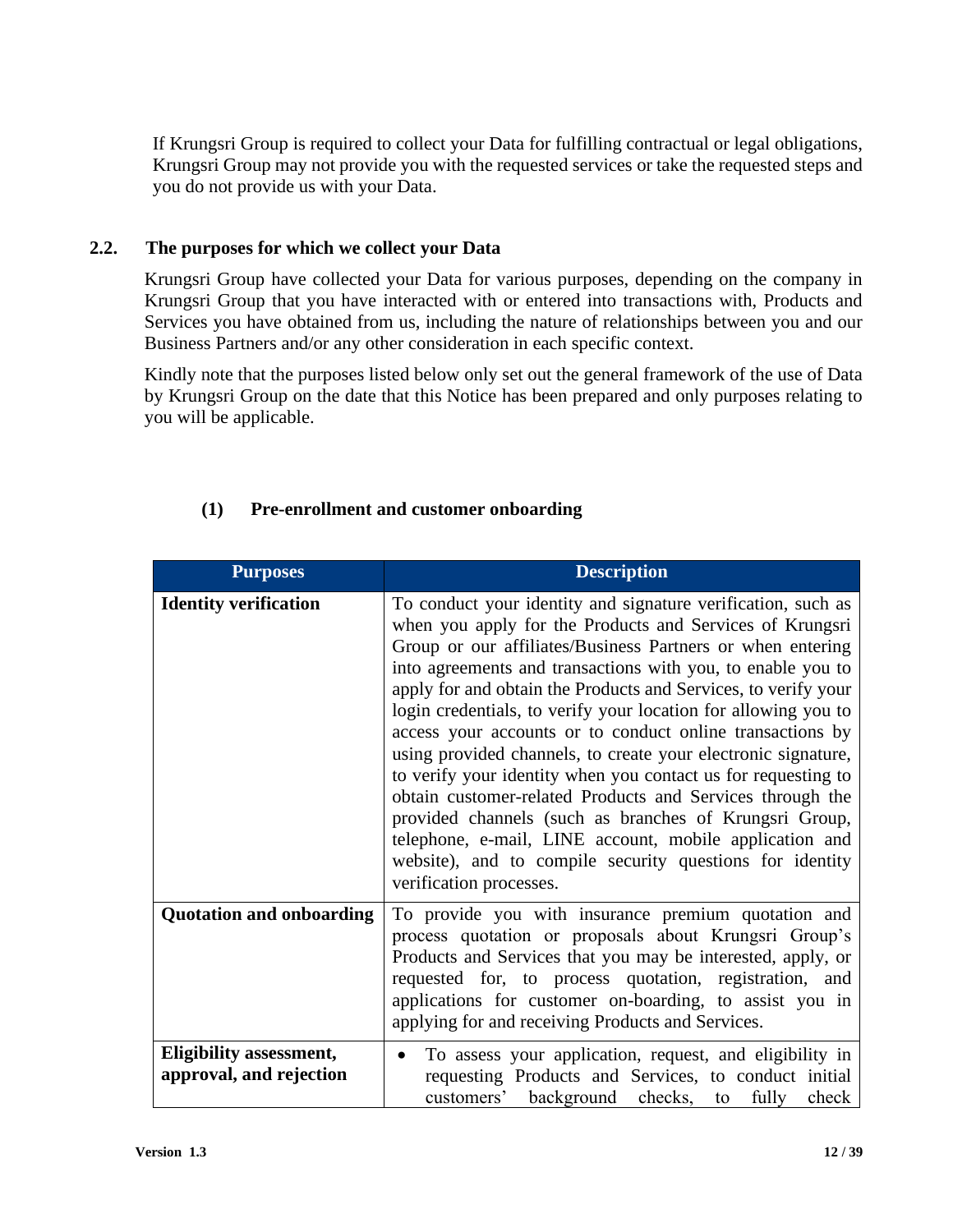If Krungsri Group is required to collect your Data for fulfilling contractual or legal obligations, Krungsri Group may not provide you with the requested services or take the requested steps and you do not provide us with your Data.

## 2.2. The purposes for which we collect your Data

Krungsri Group have collected your Data for various purposes, depending on the company in Krungsri Group that you have interacted with or entered into transactions with, Products and Services you have obtained from us, including the nature of relationships between you and our Business Partners and/or any other consideration in each specific context.

Kindly note that the purposes listed below only set out the general framework of the use of Data by Krungsri Group on the date that this Notice has been prepared and only purposes relating to you will be applicable.

### (1) Pre-enrollment and customer onboarding

| Purposes | Description |
|---|---|
| **Identity verification** | To conduct your identity and signature verification, such as when you apply for the Products and Services of Krungsri Group or our affiliates/Business Partners or when entering into agreements and transactions with you, to enable you to apply for and obtain the Products and Services, to verify your login credentials, to verify your location for allowing you to access your accounts or to conduct online transactions by using provided channels, to create your electronic signature, to verify your identity when you contact us for requesting to obtain customer-related Products and Services through the provided channels (such as branches of Krungsri Group, telephone, e-mail, LINE account, mobile application and website), and to compile security questions for identity verification processes. |
| **Quotation and onboarding** | To provide you with insurance premium quotation and process quotation or proposals about Krungsri Group's Products and Services that you may be interested, apply, or requested for, to process quotation, registration, and applications for customer on-boarding, to assist you in applying for and receiving Products and Services. |
| **Eligibility assessment, approval, and rejection** | • To assess your application, request, and eligibility in requesting Products and Services, to conduct initial customers' background checks, to fully check |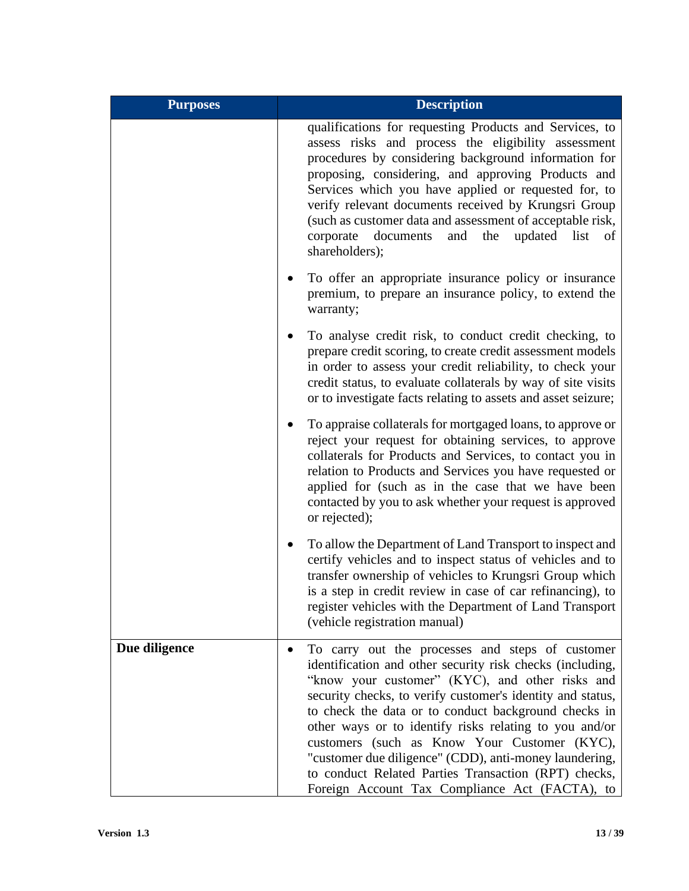| Purposes | Description |
| --- | --- |
| | qualifications for requesting Products and Services, to assess risks and process the eligibility assessment procedures by considering background information for proposing, considering, and approving Products and Services which you have applied or requested for, to verify relevant documents received by Krungsri Group (such as customer data and assessment of acceptable risk, corporate documents and the updated list of shareholders);<br>• To offer an appropriate insurance policy or insurance premium, to prepare an insurance policy, to extend the warranty;<br>• To analyse credit risk, to conduct credit checking, to prepare credit scoring, to create credit assessment models in order to assess your credit reliability, to check your credit status, to evaluate collaterals by way of site visits or to investigate facts relating to assets and asset seizure;<br>• To appraise collaterals for mortgaged loans, to approve or reject your request for obtaining services, to approve collaterals for Products and Services, to contact you in relation to Products and Services you have requested or applied for (such as in the case that we have been contacted by you to ask whether your request is approved or rejected);<br>• To allow the Department of Land Transport to inspect and certify vehicles and to inspect status of vehicles and to transfer ownership of vehicles to Krungsri Group which is a step in credit review in case of car refinancing), to register vehicles with the Department of Land Transport (vehicle registration manual) |
| **Due diligence** | • To carry out the processes and steps of customer identification and other security risk checks (including, "know your customer" (KYC), and other risks and security checks, to verify customer's identity and status, to check the data or to conduct background checks in other ways or to identify risks relating to you and/or customers (such as Know Your Customer (KYC), "customer due diligence" (CDD), anti-money laundering, to conduct Related Parties Transaction (RPT) checks, Foreign Account Tax Compliance Act (FACTA), to |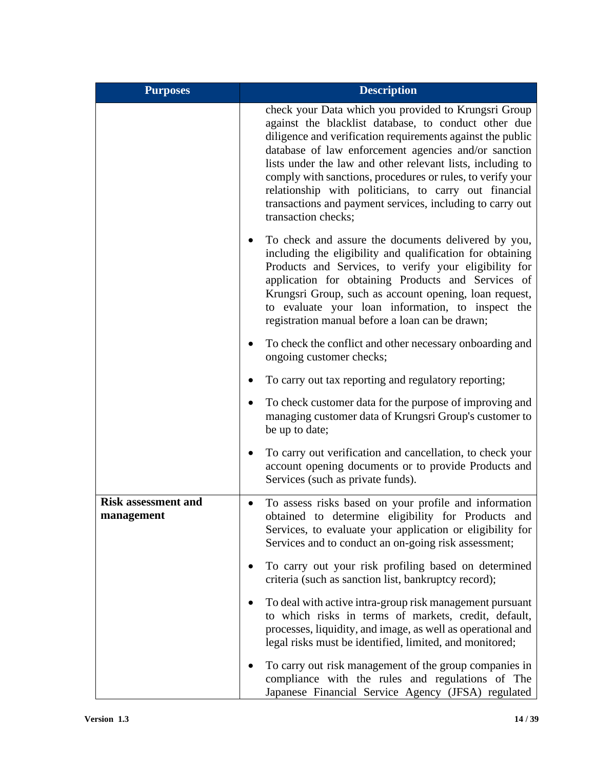| Purposes | Description |
|---|---|
| | check your Data which you provided to Krungsri Group against the blacklist database, to conduct other due diligence and verification requirements against the public database of law enforcement agencies and/or sanction lists under the law and other relevant lists, including to comply with sanctions, procedures or rules, to verify your relationship with politicians, to carry out financial transactions and payment services, including to carry out transaction checks;<br><br>• To check and assure the documents delivered by you, including the eligibility and qualification for obtaining Products and Services, to verify your eligibility for application for obtaining Products and Services of Krungsri Group, such as account opening, loan request, to evaluate your loan information, to inspect the registration manual before a loan can be drawn;<br><br>• To check the conflict and other necessary onboarding and ongoing customer checks;<br><br>• To carry out tax reporting and regulatory reporting;<br><br>• To check customer data for the purpose of improving and managing customer data of Krungsri Group's customer to be up to date;<br><br>• To carry out verification and cancellation, to check your account opening documents or to provide Products and Services (such as private funds). |
| **Risk assessment and management** | • To assess risks based on your profile and information obtained to determine eligibility for Products and Services, to evaluate your application or eligibility for Services and to conduct an on-going risk assessment;<br><br>• To carry out your risk profiling based on determined criteria (such as sanction list, bankruptcy record);<br><br>• To deal with active intra-group risk management pursuant to which risks in terms of markets, credit, default, processes, liquidity, and image, as well as operational and legal risks must be identified, limited, and monitored;<br><br>• To carry out risk management of the group companies in compliance with the rules and regulations of The Japanese Financial Service Agency (JFSA) regulated |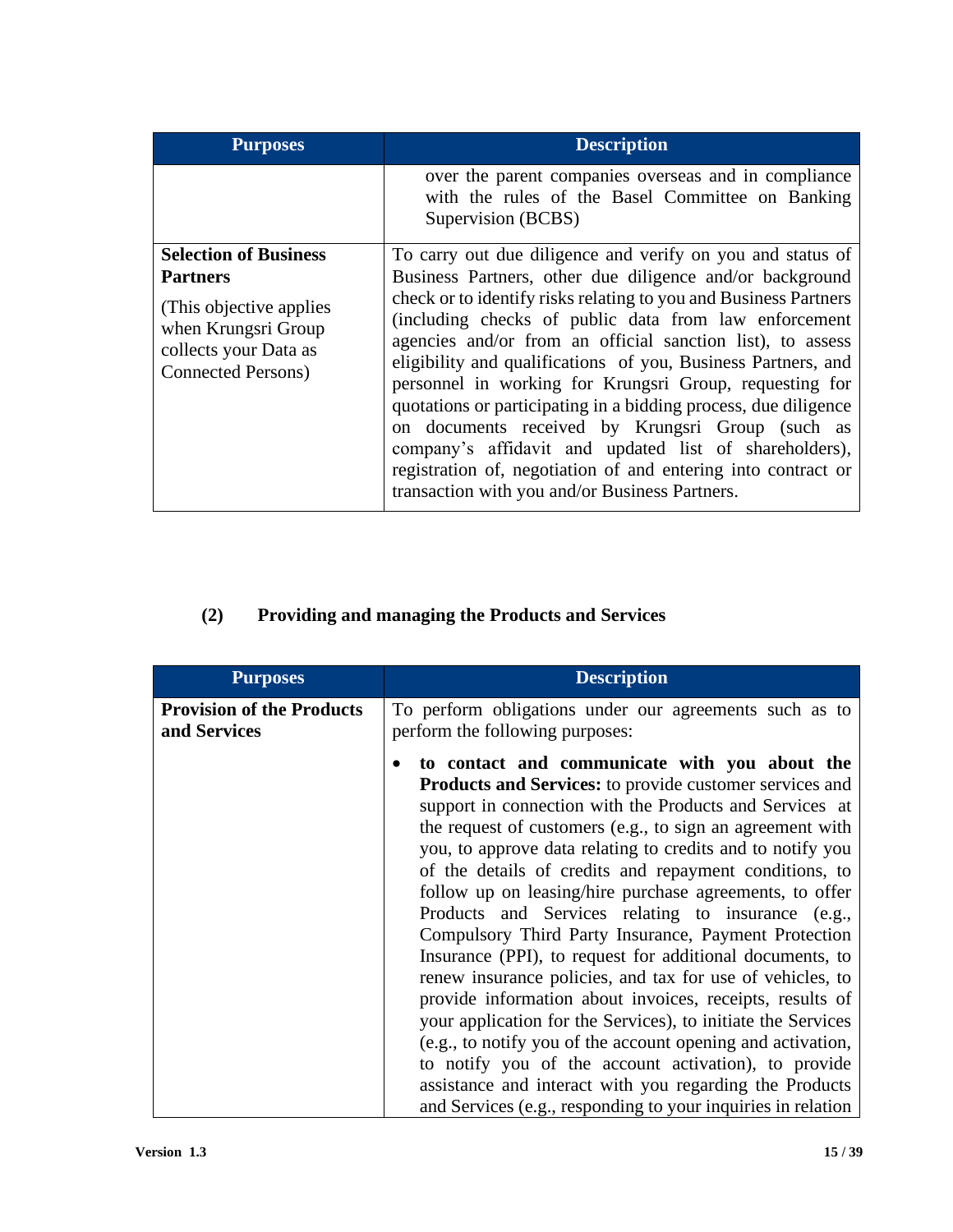| Purposes | Description |
| --- | --- |
| | over the parent companies overseas and in compliance with the rules of the Basel Committee on Banking Supervision (BCBS) |
| **Selection of Business Partners**<br><br>(This objective applies when Krungsri Group collects your Data as Connected Persons) | To carry out due diligence and verify on you and status of Business Partners, other due diligence and/or background check or to identify risks relating to you and Business Partners (including checks of public data from law enforcement agencies and/or from an official sanction list), to assess eligibility and qualifications of you, Business Partners, and personnel in working for Krungsri Group, requesting for quotations or participating in a bidding process, due diligence on documents received by Krungsri Group (such as company's affidavit and updated list of shareholders), registration of, negotiation of and entering into contract or transaction with you and/or Business Partners. |

## (2) Providing and managing the Products and Services

| Purposes | Description |
| --- | --- |
| **Provision of the Products and Services** | To perform obligations under our agreements such as to perform the following purposes:<br><br>• **to contact and communicate with you about the Products and Services:** to provide customer services and support in connection with the Products and Services at the request of customers (e.g., to sign an agreement with you, to approve data relating to credits and to notify you of the details of credits and repayment conditions, to follow up on leasing/hire purchase agreements, to offer Products and Services relating to insurance (e.g., Compulsory Third Party Insurance, Payment Protection Insurance (PPI), to request for additional documents, to renew insurance policies, and tax for use of vehicles, to provide information about invoices, receipts, results of your application for the Services), to initiate the Services (e.g., to notify you of the account opening and activation, to notify you of the account activation), to provide assistance and interact with you regarding the Products and Services (e.g., responding to your inquiries in relation |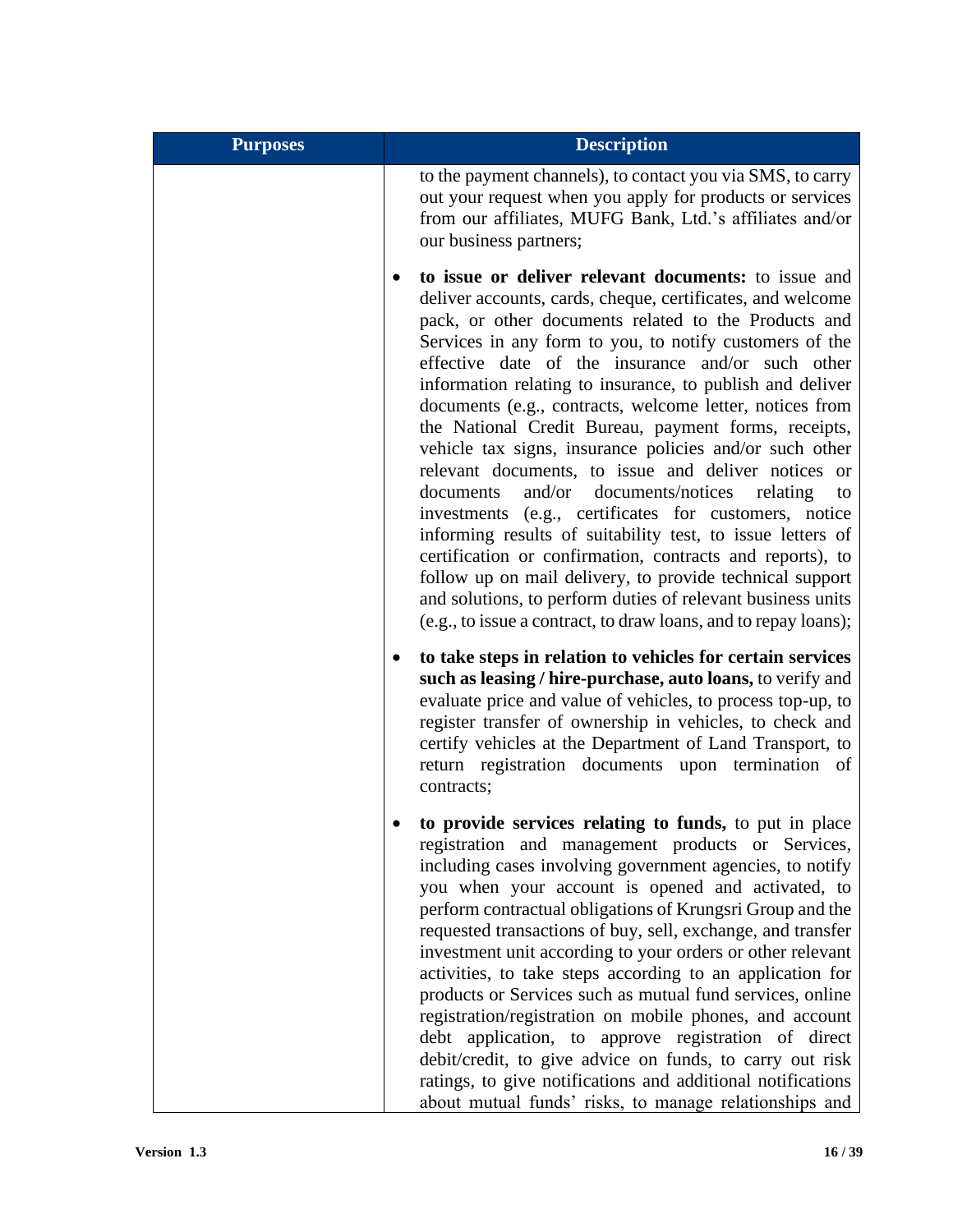| Purposes | Description |
| --- | --- |
| | to the payment channels), to contact you via SMS, to carry out your request when you apply for products or services from our affiliates, MUFG Bank, Ltd.'s affiliates and/or our business partners;<br><br>• **to issue or deliver relevant documents:** to issue and deliver accounts, cards, cheque, certificates, and welcome pack, or other documents related to the Products and Services in any form to you, to notify customers of the effective date of the insurance and/or such other information relating to insurance, to publish and deliver documents (e.g., contracts, welcome letter, notices from the National Credit Bureau, payment forms, receipts, vehicle tax signs, insurance policies and/or such other relevant documents, to issue and deliver notices or documents and/or documents/notices relating to investments (e.g., certificates for customers, notice informing results of suitability test, to issue letters of certification or confirmation, contracts and reports), to follow up on mail delivery, to provide technical support and solutions, to perform duties of relevant business units (e.g., to issue a contract, to draw loans, and to repay loans);<br><br>• **to take steps in relation to vehicles for certain services such as leasing / hire-purchase, auto loans,** to verify and evaluate price and value of vehicles, to process top-up, to register transfer of ownership in vehicles, to check and certify vehicles at the Department of Land Transport, to return registration documents upon termination of contracts;<br><br>• **to provide services relating to funds,** to put in place registration and management products or Services, including cases involving government agencies, to notify you when your account is opened and activated, to perform contractual obligations of Krungsri Group and the requested transactions of buy, sell, exchange, and transfer investment unit according to your orders or other relevant activities, to take steps according to an application for products or Services such as mutual fund services, online registration/registration on mobile phones, and account debt application, to approve registration of direct debit/credit, to give advice on funds, to carry out risk ratings, to give notifications and additional notifications about mutual funds' risks, to manage relationships and |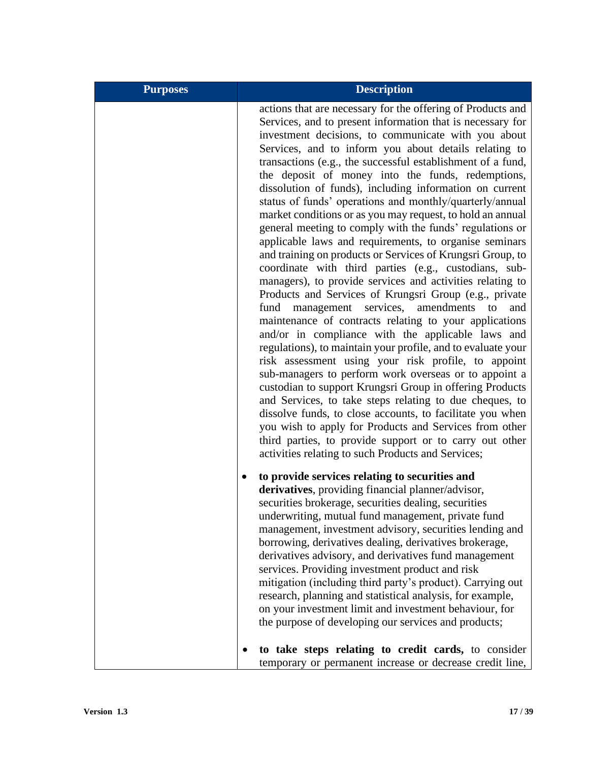| Purposes | Description |
|---|---|
| | actions that are necessary for the offering of Products and Services, and to present information that is necessary for investment decisions, to communicate with you about Services, and to inform you about details relating to transactions (e.g., the successful establishment of a fund, the deposit of money into the funds, redemptions, dissolution of funds), including information on current status of funds' operations and monthly/quarterly/annual market conditions or as you may request, to hold an annual general meeting to comply with the funds' regulations or applicable laws and requirements, to organise seminars and training on products or Services of Krungsri Group, to coordinate with third parties (e.g., custodians, sub-managers), to provide services and activities relating to Products and Services of Krungsri Group (e.g., private fund management services, amendments to and maintenance of contracts relating to your applications and/or in compliance with the applicable laws and regulations), to maintain your profile, and to evaluate your risk assessment using your risk profile, to appoint sub-managers to perform work overseas or to appoint a custodian to support Krungsri Group in offering Products and Services, to take steps relating to due cheques, to dissolve funds, to close accounts, to facilitate you when you wish to apply for Products and Services from other third parties, to provide support or to carry out other activities relating to such Products and Services;<br><br>• **to provide services relating to securities and derivatives**, providing financial planner/advisor, securities brokerage, securities dealing, securities underwriting, mutual fund management, private fund management, investment advisory, securities lending and borrowing, derivatives dealing, derivatives brokerage, derivatives advisory, and derivatives fund management services. Providing investment product and risk mitigation (including third party's product). Carrying out research, planning and statistical analysis, for example, on your investment limit and investment behaviour, for the purpose of developing our services and products;<br><br>• **to take steps relating to credit cards,** to consider temporary or permanent increase or decrease credit line, |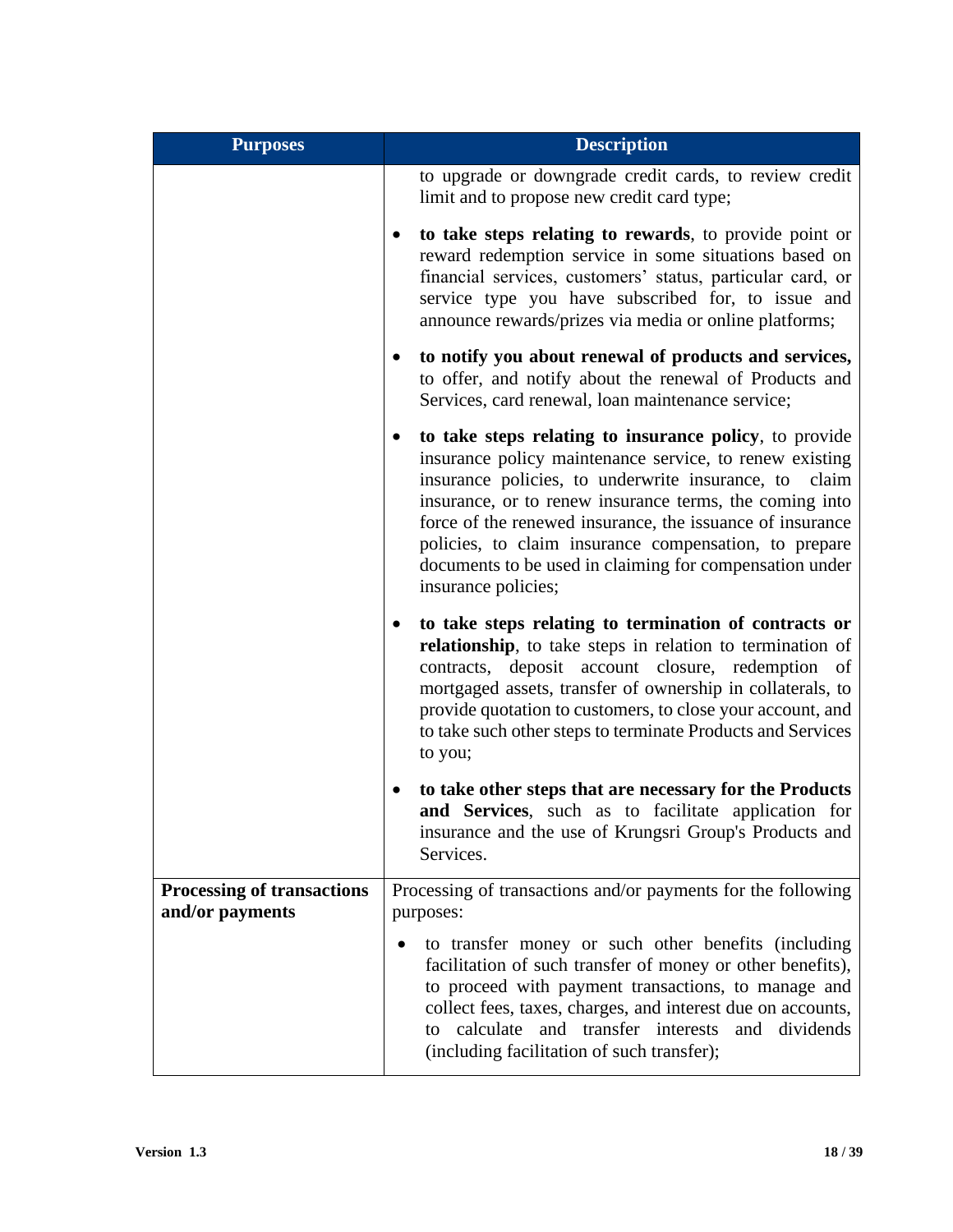| Purposes | Description |
| --- | --- |
| | to upgrade or downgrade credit cards, to review credit limit and to propose new credit card type;<br><br>• **to take steps relating to rewards**, to provide point or reward redemption service in some situations based on financial services, customers' status, particular card, or service type you have subscribed for, to issue and announce rewards/prizes via media or online platforms;<br><br>• **to notify you about renewal of products and services,** to offer, and notify about the renewal of Products and Services, card renewal, loan maintenance service;<br><br>• **to take steps relating to insurance policy**, to provide insurance policy maintenance service, to renew existing insurance policies, to underwrite insurance, to claim insurance, or to renew insurance terms, the coming into force of the renewed insurance, the issuance of insurance policies, to claim insurance compensation, to prepare documents to be used in claiming for compensation under insurance policies;<br><br>• **to take steps relating to termination of contracts or relationship**, to take steps in relation to termination of contracts, deposit account closure, redemption of mortgaged assets, transfer of ownership in collaterals, to provide quotation to customers, to close your account, and to take such other steps to terminate Products and Services to you;<br><br>• **to take other steps that are necessary for the Products and Services**, such as to facilitate application for insurance and the use of Krungsri Group's Products and Services. |
| **Processing of transactions and/or payments** | Processing of transactions and/or payments for the following purposes:<br><br>• to transfer money or such other benefits (including facilitation of such transfer of money or other benefits), to proceed with payment transactions, to manage and collect fees, taxes, charges, and interest due on accounts, to calculate and transfer interests and dividends (including facilitation of such transfer); |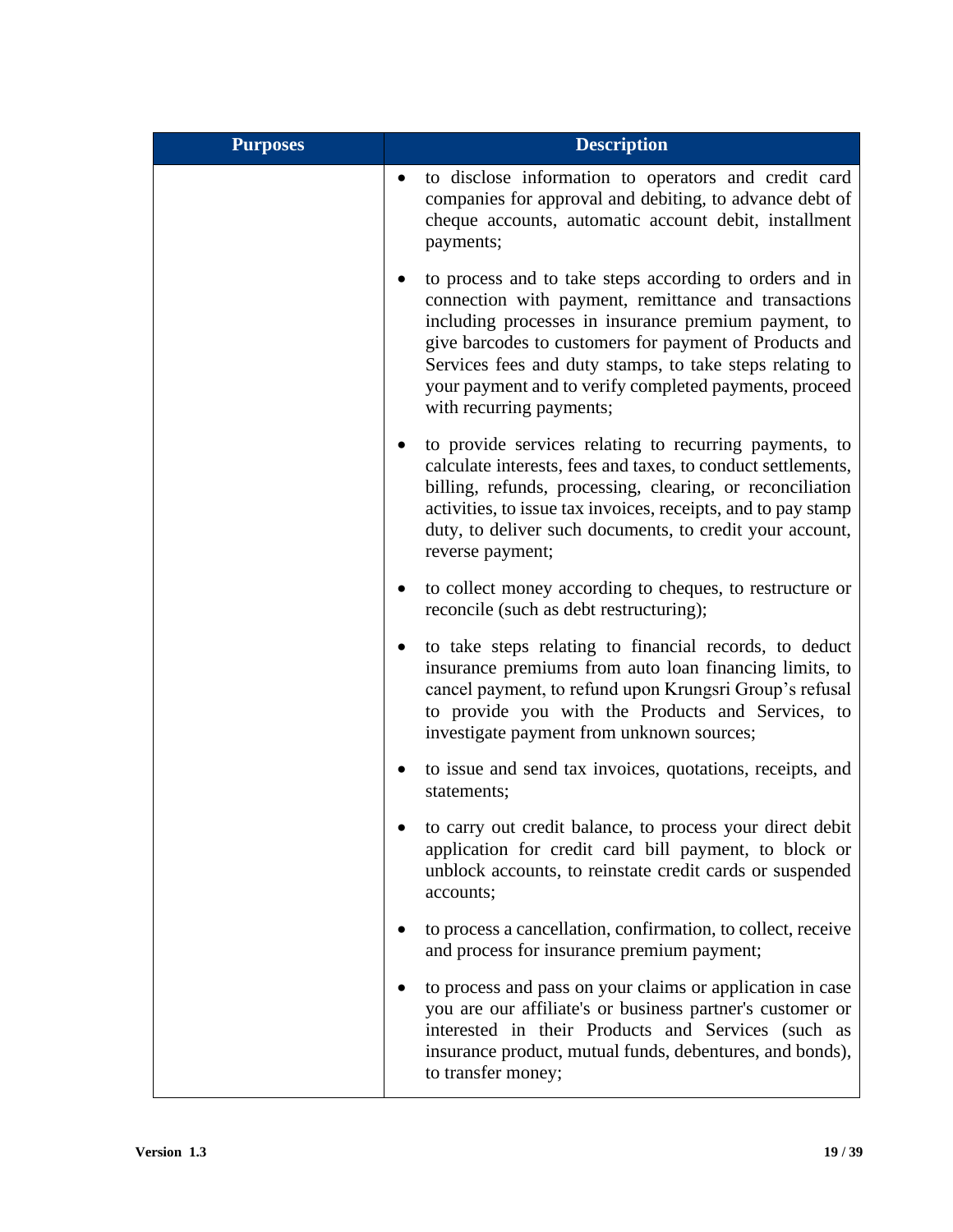| Purposes | Description |
| --- | --- |
| | • to disclose information to operators and credit card companies for approval and debiting, to advance debt of cheque accounts, automatic account debit, installment payments;<br><br>• to process and to take steps according to orders and in connection with payment, remittance and transactions including processes in insurance premium payment, to give barcodes to customers for payment of Products and Services fees and duty stamps, to take steps relating to your payment and to verify completed payments, proceed with recurring payments;<br><br>• to provide services relating to recurring payments, to calculate interests, fees and taxes, to conduct settlements, billing, refunds, processing, clearing, or reconciliation activities, to issue tax invoices, receipts, and to pay stamp duty, to deliver such documents, to credit your account, reverse payment;<br><br>• to collect money according to cheques, to restructure or reconcile (such as debt restructuring);<br><br>• to take steps relating to financial records, to deduct insurance premiums from auto loan financing limits, to cancel payment, to refund upon Krungsri Group's refusal to provide you with the Products and Services, to investigate payment from unknown sources;<br><br>• to issue and send tax invoices, quotations, receipts, and statements;<br><br>• to carry out credit balance, to process your direct debit application for credit card bill payment, to block or unblock accounts, to reinstate credit cards or suspended accounts;<br><br>• to process a cancellation, confirmation, to collect, receive and process for insurance premium payment;<br><br>• to process and pass on your claims or application in case you are our affiliate's or business partner's customer or interested in their Products and Services (such as insurance product, mutual funds, debentures, and bonds), to transfer money; |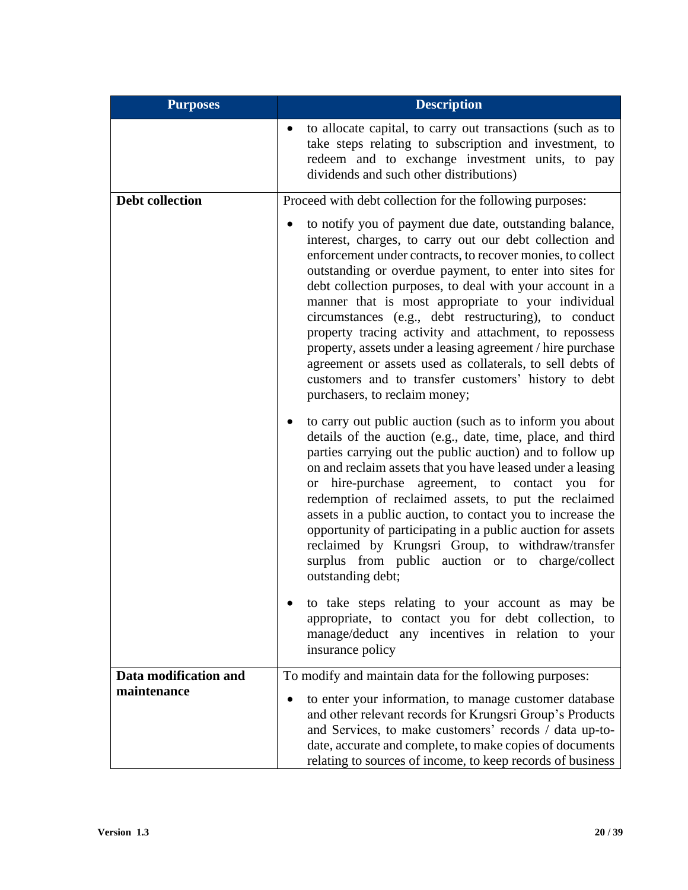| Purposes | Description |
|---|---|
| | • to allocate capital, to carry out transactions (such as to take steps relating to subscription and investment, to redeem and to exchange investment units, to pay dividends and such other distributions) |
| **Debt collection** | Proceed with debt collection for the following purposes:<br><br>• to notify you of payment due date, outstanding balance, interest, charges, to carry out our debt collection and enforcement under contracts, to recover monies, to collect outstanding or overdue payment, to enter into sites for debt collection purposes, to deal with your account in a manner that is most appropriate to your individual circumstances (e.g., debt restructuring), to conduct property tracing activity and attachment, to repossess property, assets under a leasing agreement / hire purchase agreement or assets used as collaterals, to sell debts of customers and to transfer customers' history to debt purchasers, to reclaim money;<br><br>• to carry out public auction (such as to inform you about details of the auction (e.g., date, time, place, and third parties carrying out the public auction) and to follow up on and reclaim assets that you have leased under a leasing or hire-purchase agreement, to contact you for redemption of reclaimed assets, to put the reclaimed assets in a public auction, to contact you to increase the opportunity of participating in a public auction for assets reclaimed by Krungsri Group, to withdraw/transfer surplus from public auction or to charge/collect outstanding debt;<br><br>• to take steps relating to your account as may be appropriate, to contact you for debt collection, to manage/deduct any incentives in relation to your insurance policy |
| **Data modification and maintenance** | To modify and maintain data for the following purposes:<br><br>• to enter your information, to manage customer database and other relevant records for Krungsri Group's Products and Services, to make customers' records / data up-to-date, accurate and complete, to make copies of documents relating to sources of income, to keep records of business |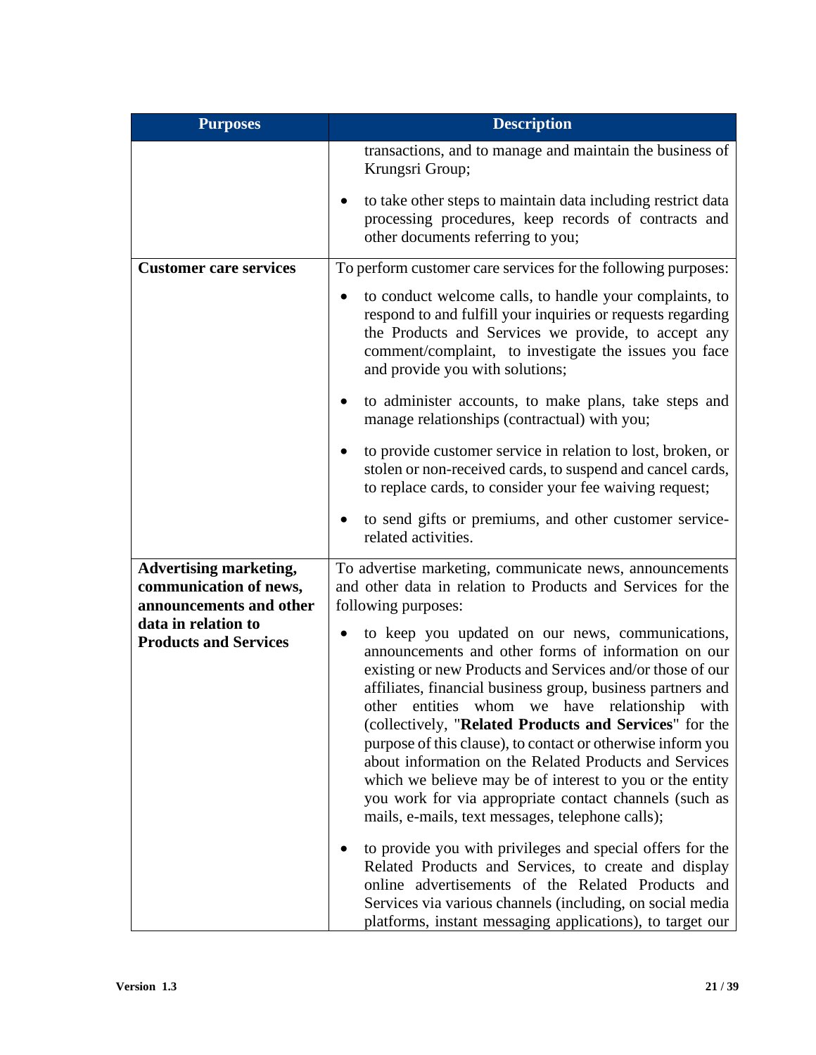| Purposes | Description |
|---|---|
| | transactions, and to manage and maintain the business of Krungsri Group;<br><br>• to take other steps to maintain data including restrict data processing procedures, keep records of contracts and other documents referring to you; |
| **Customer care services** | To perform customer care services for the following purposes:<br><br>• to conduct welcome calls, to handle your complaints, to respond to and fulfill your inquiries or requests regarding the Products and Services we provide, to accept any comment/complaint, to investigate the issues you face and provide you with solutions;<br><br>• to administer accounts, to make plans, take steps and manage relationships (contractual) with you;<br><br>• to provide customer service in relation to lost, broken, or stolen or non-received cards, to suspend and cancel cards, to replace cards, to consider your fee waiving request;<br><br>• to send gifts or premiums, and other customer service-related activities. |
| **Advertising marketing, communication of news, announcements and other data in relation to Products and Services** | To advertise marketing, communicate news, announcements and other data in relation to Products and Services for the following purposes:<br><br>• to keep you updated on our news, communications, announcements and other forms of information on our existing or new Products and Services and/or those of our affiliates, financial business group, business partners and other entities whom we have relationship with (collectively, "**Related Products and Services**" for the purpose of this clause), to contact or otherwise inform you about information on the Related Products and Services which we believe may be of interest to you or the entity you work for via appropriate contact channels (such as mails, e-mails, text messages, telephone calls);<br><br>• to provide you with privileges and special offers for the Related Products and Services, to create and display online advertisements of the Related Products and Services via various channels (including, on social media platforms, instant messaging applications), to target our |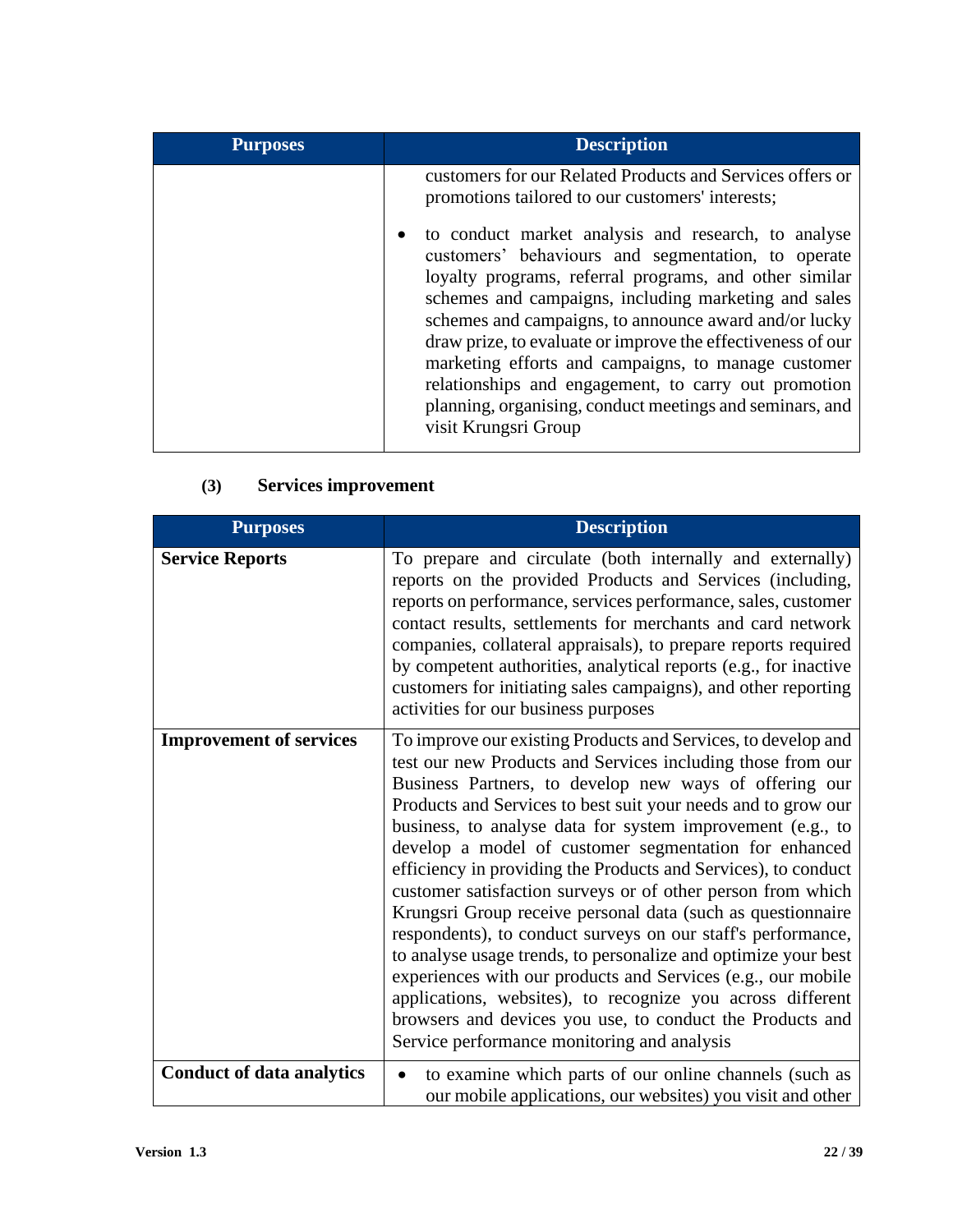| Purposes | Description |
|---|---|
| | customers for our Related Products and Services offers or promotions tailored to our customers' interests;<br><br>• to conduct market analysis and research, to analyse customers' behaviours and segmentation, to operate loyalty programs, referral programs, and other similar schemes and campaigns, including marketing and sales schemes and campaigns, to announce award and/or lucky draw prize, to evaluate or improve the effectiveness of our marketing efforts and campaigns, to manage customer relationships and engagement, to carry out promotion planning, organising, conduct meetings and seminars, and visit Krungsri Group |

**(3) Services improvement**

| Purposes | Description |
|---|---|
| **Service Reports** | To prepare and circulate (both internally and externally) reports on the provided Products and Services (including, reports on performance, services performance, sales, customer contact results, settlements for merchants and card network companies, collateral appraisals), to prepare reports required by competent authorities, analytical reports (e.g., for inactive customers for initiating sales campaigns), and other reporting activities for our business purposes |
| **Improvement of services** | To improve our existing Products and Services, to develop and test our new Products and Services including those from our Business Partners, to develop new ways of offering our Products and Services to best suit your needs and to grow our business, to analyse data for system improvement (e.g., to develop a model of customer segmentation for enhanced efficiency in providing the Products and Services), to conduct customer satisfaction surveys or of other person from which Krungsri Group receive personal data (such as questionnaire respondents), to conduct surveys on our staff's performance, to analyse usage trends, to personalize and optimize your best experiences with our products and Services (e.g., our mobile applications, websites), to recognize you across different browsers and devices you use, to conduct the Products and Service performance monitoring and analysis |
| **Conduct of data analytics** | • to examine which parts of our online channels (such as our mobile applications, our websites) you visit and other |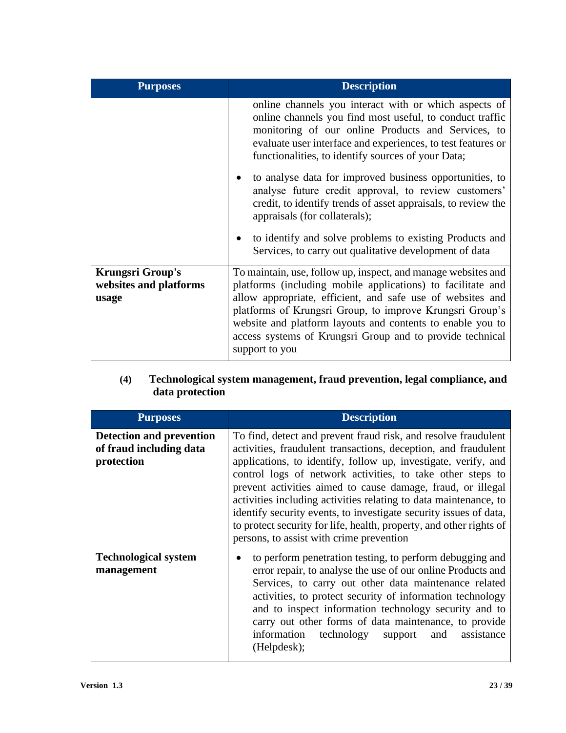| Purposes | Description |
|---|---|
| | online channels you interact with or which aspects of online channels you find most useful, to conduct traffic monitoring of our online Products and Services, to evaluate user interface and experiences, to test features or functionalities, to identify sources of your Data;<br>• to analyse data for improved business opportunities, to analyse future credit approval, to review customers' credit, to identify trends of asset appraisals, to review the appraisals (for collaterals);<br>• to identify and solve problems to existing Products and Services, to carry out qualitative development of data |
| **Krungsri Group's websites and platforms usage** | To maintain, use, follow up, inspect, and manage websites and platforms (including mobile applications) to facilitate and allow appropriate, efficient, and safe use of websites and platforms of Krungsri Group, to improve Krungsri Group's website and platform layouts and contents to enable you to access systems of Krungsri Group and to provide technical support to you |

**(4) Technological system management, fraud prevention, legal compliance, and data protection**

| Purposes | Description |
|---|---|
| **Detection and prevention of fraud including data protection** | To find, detect and prevent fraud risk, and resolve fraudulent activities, fraudulent transactions, deception, and fraudulent applications, to identify, follow up, investigate, verify, and control logs of network activities, to take other steps to prevent activities aimed to cause damage, fraud, or illegal activities including activities relating to data maintenance, to identify security events, to investigate security issues of data, to protect security for life, health, property, and other rights of persons, to assist with crime prevention |
| **Technological system management** | • to perform penetration testing, to perform debugging and error repair, to analyse the use of our online Products and Services, to carry out other data maintenance related activities, to protect security of information technology and to inspect information technology security and to carry out other forms of data maintenance, to provide information technology support and assistance (Helpdesk); |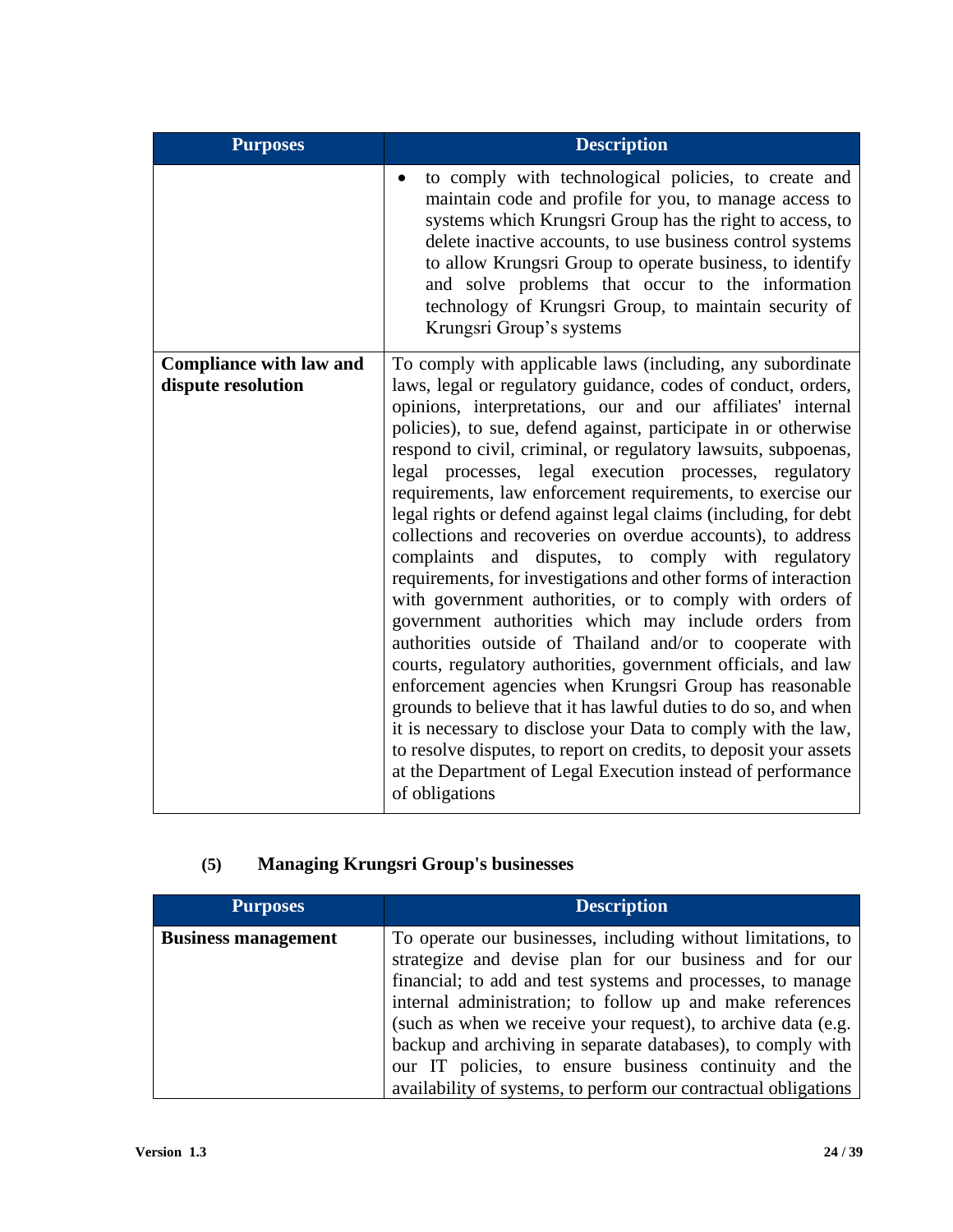| Purposes | Description |
| --- | --- |
| | • to comply with technological policies, to create and maintain code and profile for you, to manage access to systems which Krungsri Group has the right to access, to delete inactive accounts, to use business control systems to allow Krungsri Group to operate business, to identify and solve problems that occur to the information technology of Krungsri Group, to maintain security of Krungsri Group's systems |
| **Compliance with law and dispute resolution** | To comply with applicable laws (including, any subordinate laws, legal or regulatory guidance, codes of conduct, orders, opinions, interpretations, our and our affiliates' internal policies), to sue, defend against, participate in or otherwise respond to civil, criminal, or regulatory lawsuits, subpoenas, legal processes, legal execution processes, regulatory requirements, law enforcement requirements, to exercise our legal rights or defend against legal claims (including, for debt collections and recoveries on overdue accounts), to address complaints and disputes, to comply with regulatory requirements, for investigations and other forms of interaction with government authorities, or to comply with orders of government authorities which may include orders from authorities outside of Thailand and/or to cooperate with courts, regulatory authorities, government officials, and law enforcement agencies when Krungsri Group has reasonable grounds to believe that it has lawful duties to do so, and when it is necessary to disclose your Data to comply with the law, to resolve disputes, to report on credits, to deposit your assets at the Department of Legal Execution instead of performance of obligations |

### (5) Managing Krungsri Group's businesses

| Purposes | Description |
| --- | --- |
| **Business management** | To operate our businesses, including without limitations, to strategize and devise plan for our business and for our financial; to add and test systems and processes, to manage internal administration; to follow up and make references (such as when we receive your request), to archive data (e.g. backup and archiving in separate databases), to comply with our IT policies, to ensure business continuity and the availability of systems, to perform our contractual obligations |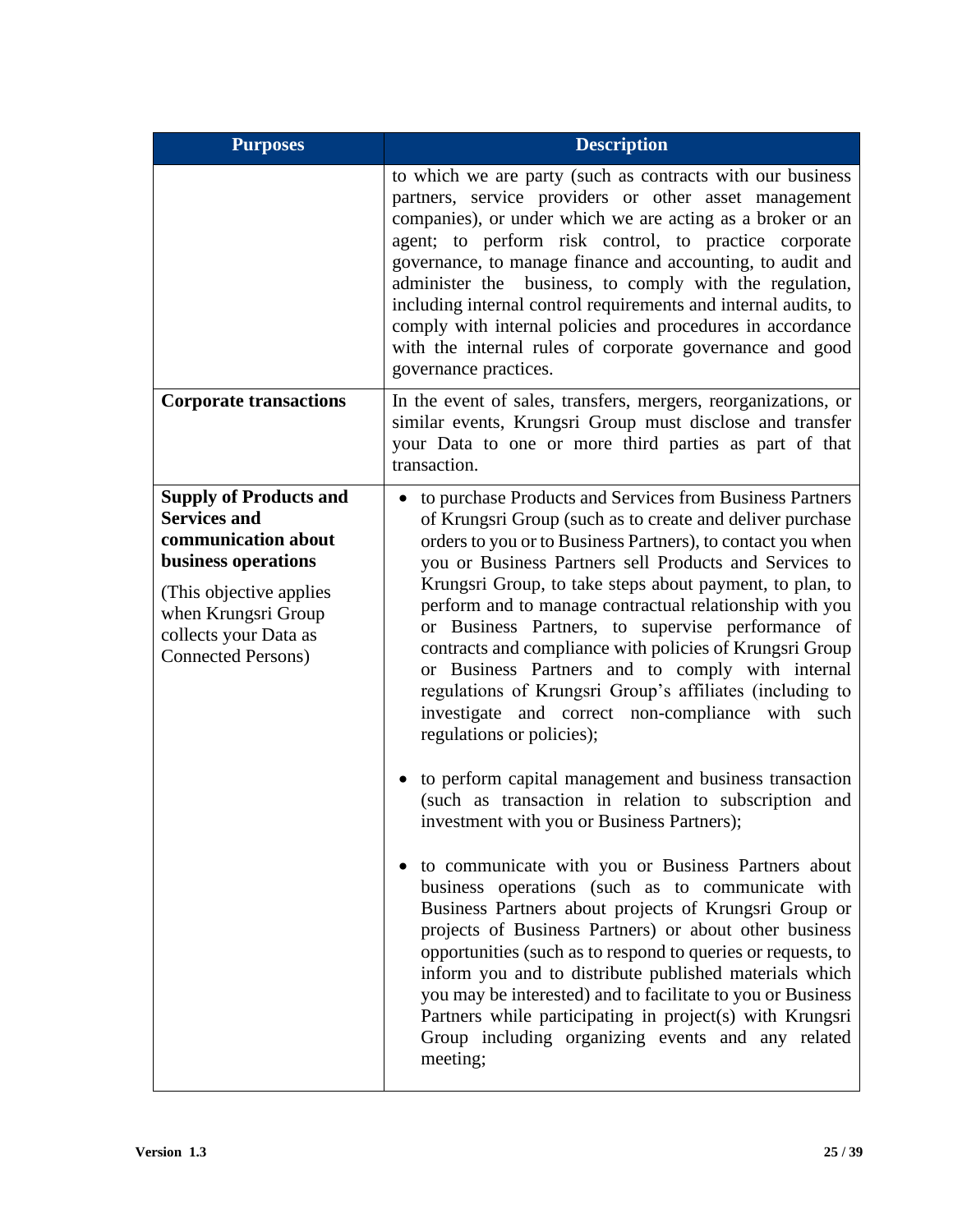| Purposes | Description |
|---|---|
| | to which we are party (such as contracts with our business partners, service providers or other asset management companies), or under which we are acting as a broker or an agent; to perform risk control, to practice corporate governance, to manage finance and accounting, to audit and administer the business, to comply with the regulation, including internal control requirements and internal audits, to comply with internal policies and procedures in accordance with the internal rules of corporate governance and good governance practices. |
| **Corporate transactions** | In the event of sales, transfers, mergers, reorganizations, or similar events, Krungsri Group must disclose and transfer your Data to one or more third parties as part of that transaction. |
| **Supply of Products and Services and communication about business operations**<br><br>(This objective applies when Krungsri Group collects your Data as Connected Persons) | • to purchase Products and Services from Business Partners of Krungsri Group (such as to create and deliver purchase orders to you or to Business Partners), to contact you when you or Business Partners sell Products and Services to Krungsri Group, to take steps about payment, to plan, to perform and to manage contractual relationship with you or Business Partners, to supervise performance of contracts and compliance with policies of Krungsri Group or Business Partners and to comply with internal regulations of Krungsri Group's affiliates (including to investigate and correct non-compliance with such regulations or policies);<br><br>• to perform capital management and business transaction (such as transaction in relation to subscription and investment with you or Business Partners);<br><br>• to communicate with you or Business Partners about business operations (such as to communicate with Business Partners about projects of Krungsri Group or projects of Business Partners) or about other business opportunities (such as to respond to queries or requests, to inform you and to distribute published materials which you may be interested) and to facilitate to you or Business Partners while participating in project(s) with Krungsri Group including organizing events and any related meeting; |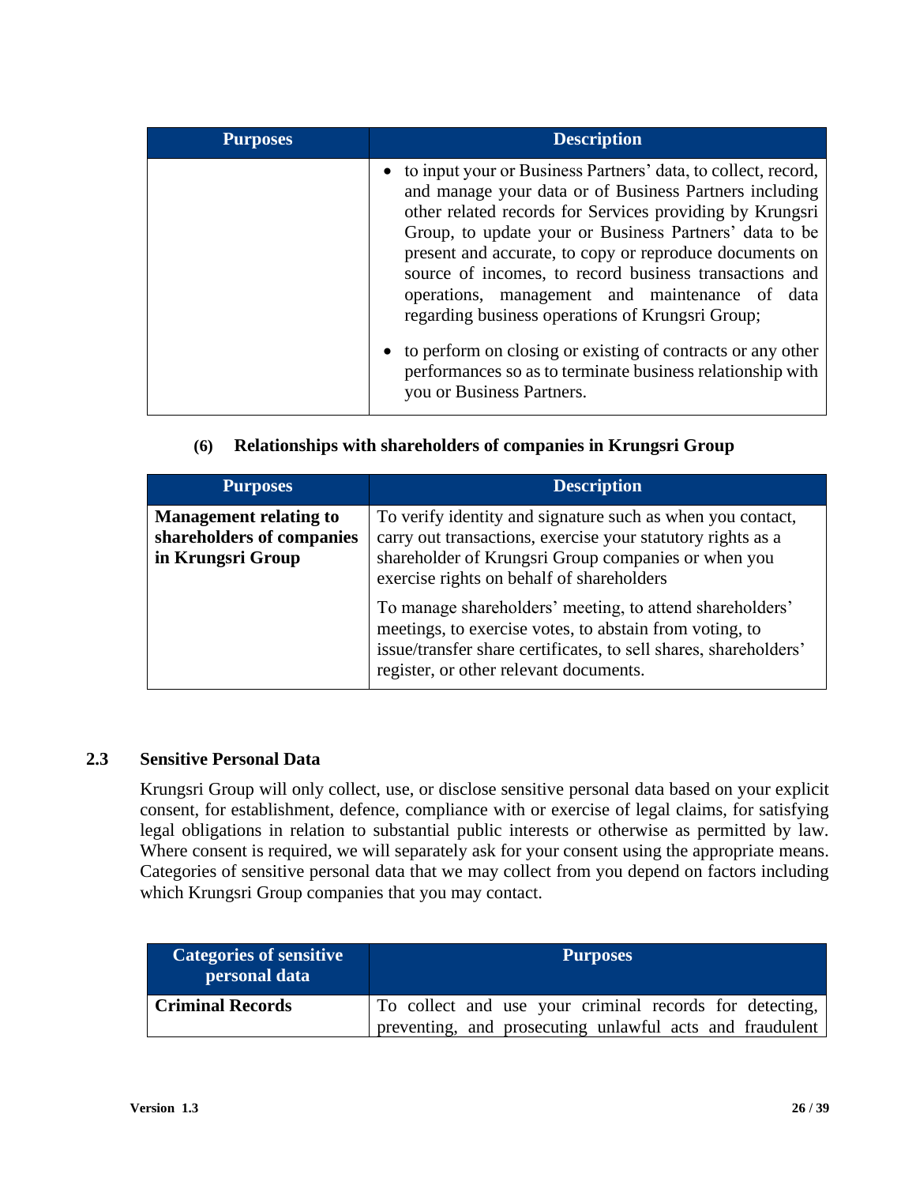| Purposes | Description |
| --- | --- |
| | • to input your or Business Partners' data, to collect, record, and manage your data or of Business Partners including other related records for Services providing by Krungsri Group, to update your or Business Partners' data to be present and accurate, to copy or reproduce documents on source of incomes, to record business transactions and operations, management and maintenance of data regarding business operations of Krungsri Group;<br><br>• to perform on closing or existing of contracts or any other performances so as to terminate business relationship with you or Business Partners. |

**(6) Relationships with shareholders of companies in Krungsri Group**

| Purposes | Description |
| --- | --- |
| **Management relating to shareholders of companies in Krungsri Group** | To verify identity and signature such as when you contact, carry out transactions, exercise your statutory rights as a shareholder of Krungsri Group companies or when you exercise rights on behalf of shareholders<br><br>To manage shareholders' meeting, to attend shareholders' meetings, to exercise votes, to abstain from voting, to issue/transfer share certificates, to sell shares, shareholders' register, or other relevant documents. |

### 2.3 Sensitive Personal Data

Krungsri Group will only collect, use, or disclose sensitive personal data based on your explicit consent, for establishment, defence, compliance with or exercise of legal claims, for satisfying legal obligations in relation to substantial public interests or otherwise as permitted by law. Where consent is required, we will separately ask for your consent using the appropriate means. Categories of sensitive personal data that we may collect from you depend on factors including which Krungsri Group companies that you may contact.

| Categories of sensitive personal data | Purposes |
| --- | --- |
| **Criminal Records** | To collect and use your criminal records for detecting, preventing, and prosecuting unlawful acts and fraudulent |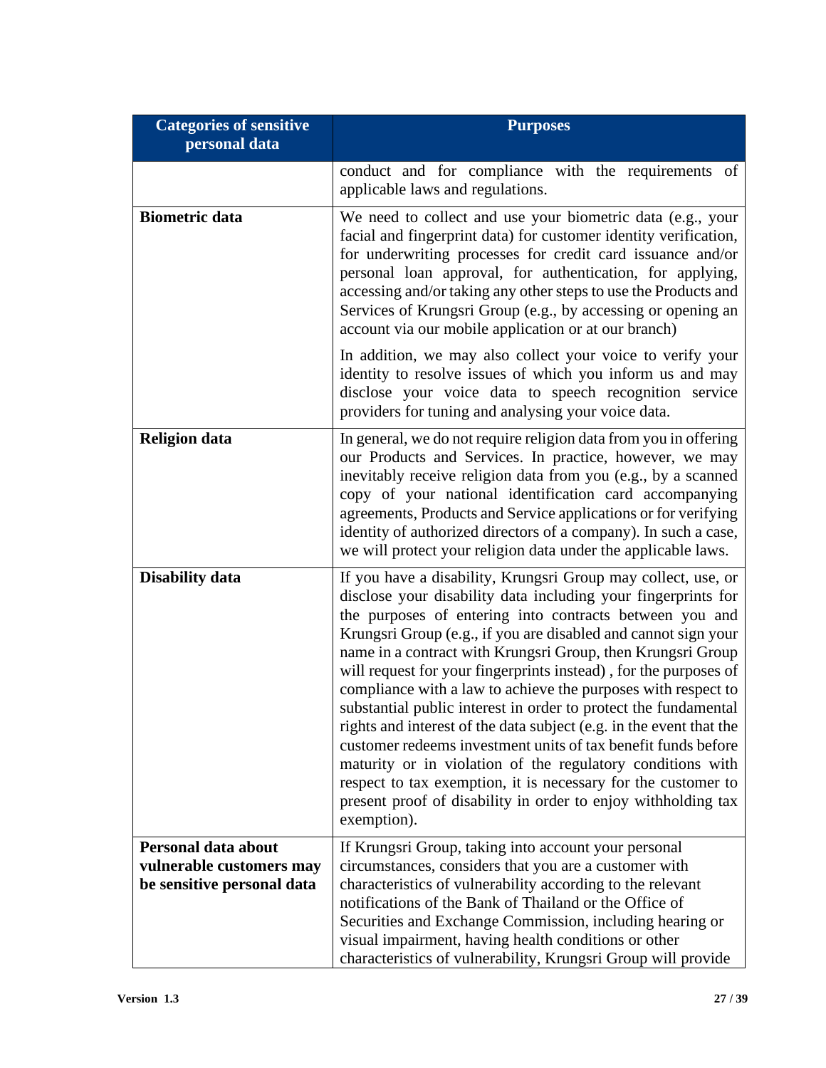| Categories of sensitive personal data | Purposes |
| --- | --- |
| | conduct and for compliance with the requirements of applicable laws and regulations. |
| **Biometric data** | We need to collect and use your biometric data (e.g., your facial and fingerprint data) for customer identity verification, for underwriting processes for credit card issuance and/or personal loan approval, for authentication, for applying, accessing and/or taking any other steps to use the Products and Services of Krungsri Group (e.g., by accessing or opening an account via our mobile application or at our branch)<br><br>In addition, we may also collect your voice to verify your identity to resolve issues of which you inform us and may disclose your voice data to speech recognition service providers for tuning and analysing your voice data. |
| **Religion data** | In general, we do not require religion data from you in offering our Products and Services. In practice, however, we may inevitably receive religion data from you (e.g., by a scanned copy of your national identification card accompanying agreements, Products and Service applications or for verifying identity of authorized directors of a company). In such a case, we will protect your religion data under the applicable laws. |
| **Disability data** | If you have a disability, Krungsri Group may collect, use, or disclose your disability data including your fingerprints for the purposes of entering into contracts between you and Krungsri Group (e.g., if you are disabled and cannot sign your name in a contract with Krungsri Group, then Krungsri Group will request for your fingerprints instead) , for the purposes of compliance with a law to achieve the purposes with respect to substantial public interest in order to protect the fundamental rights and interest of the data subject (e.g. in the event that the customer redeems investment units of tax benefit funds before maturity or in violation of the regulatory conditions with respect to tax exemption, it is necessary for the customer to present proof of disability in order to enjoy withholding tax exemption). |
| **Personal data about vulnerable customers may be sensitive personal data** | If Krungsri Group, taking into account your personal circumstances, considers that you are a customer with characteristics of vulnerability according to the relevant notifications of the Bank of Thailand or the Office of Securities and Exchange Commission, including hearing or visual impairment, having health conditions or other characteristics of vulnerability, Krungsri Group will provide |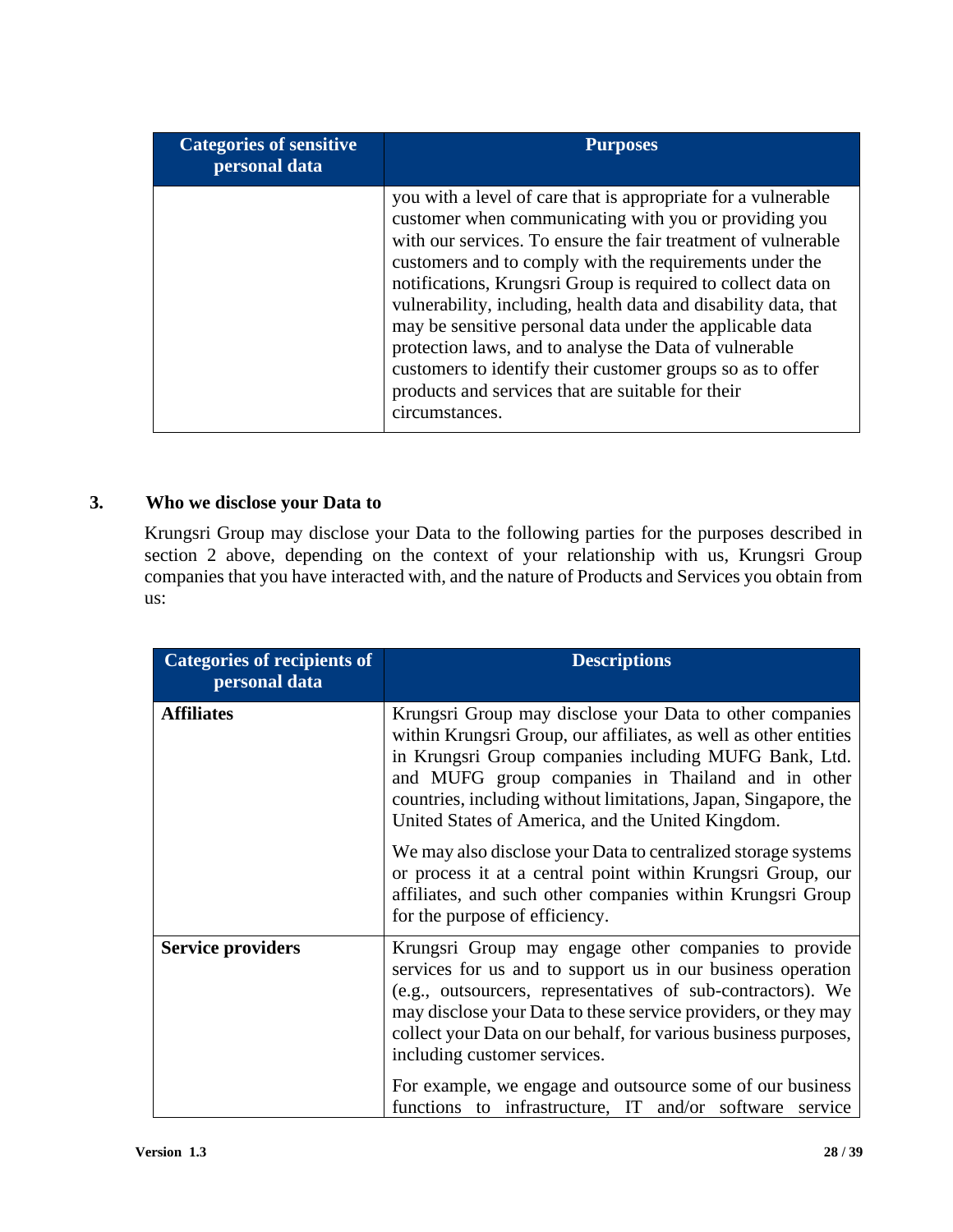| Categories of sensitive personal data | Purposes |
|---|---|
| | you with a level of care that is appropriate for a vulnerable customer when communicating with you or providing you with our services. To ensure the fair treatment of vulnerable customers and to comply with the requirements under the notifications, Krungsri Group is required to collect data on vulnerability, including, health data and disability data, that may be sensitive personal data under the applicable data protection laws, and to analyse the Data of vulnerable customers to identify their customer groups so as to offer products and services that are suitable for their circumstances. |

## 3. Who we disclose your Data to

Krungsri Group may disclose your Data to the following parties for the purposes described in section 2 above, depending on the context of your relationship with us, Krungsri Group companies that you have interacted with, and the nature of Products and Services you obtain from us:

| Categories of recipients of personal data | Descriptions |
|---|---|
| **Affiliates** | Krungsri Group may disclose your Data to other companies within Krungsri Group, our affiliates, as well as other entities in Krungsri Group companies including MUFG Bank, Ltd. and MUFG group companies in Thailand and in other countries, including without limitations, Japan, Singapore, the United States of America, and the United Kingdom.<br><br>We may also disclose your Data to centralized storage systems or process it at a central point within Krungsri Group, our affiliates, and such other companies within Krungsri Group for the purpose of efficiency. |
| **Service providers** | Krungsri Group may engage other companies to provide services for us and to support us in our business operation (e.g., outsourcers, representatives of sub-contractors). We may disclose your Data to these service providers, or they may collect your Data on our behalf, for various business purposes, including customer services.<br><br>For example, we engage and outsource some of our business functions to infrastructure, IT and/or software service |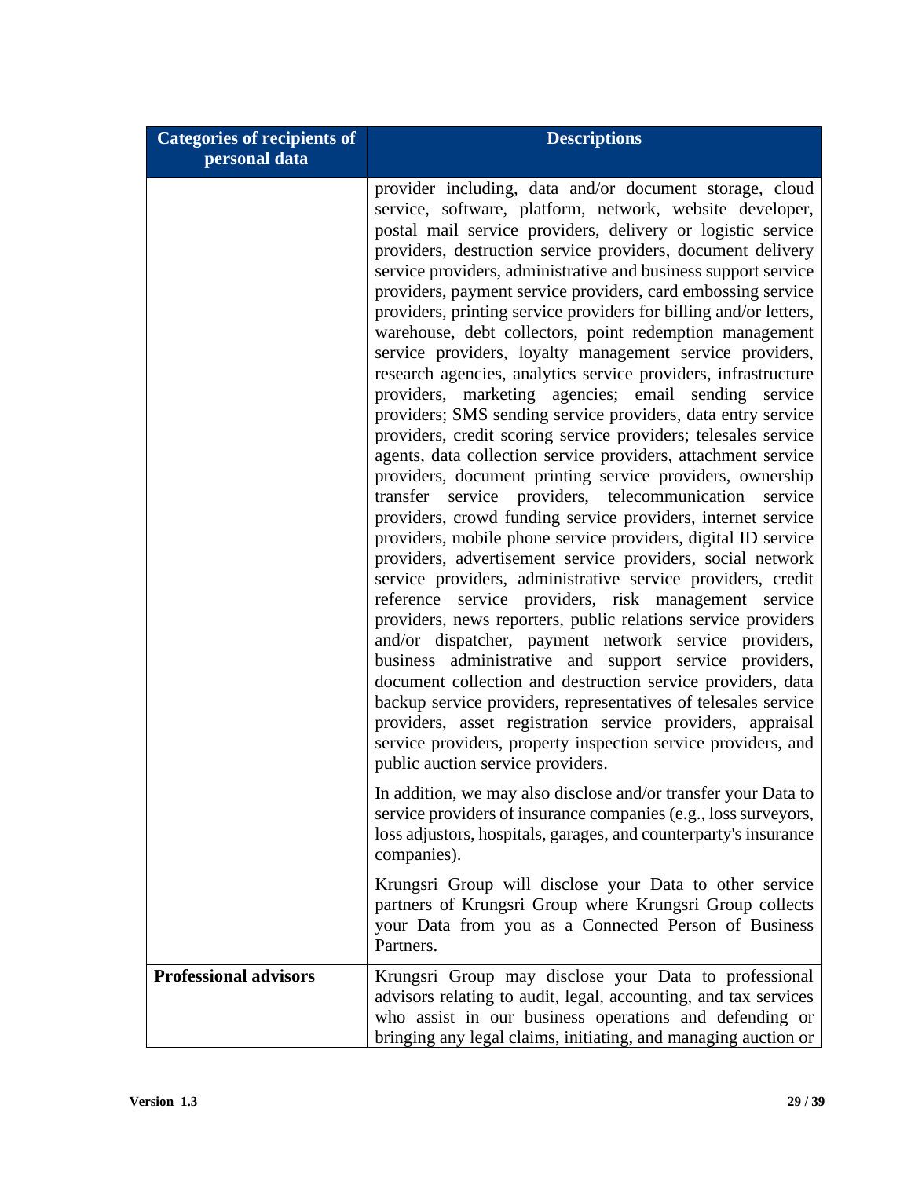| Categories of recipients of personal data | Descriptions |
| --- | --- |
| | provider including, data and/or document storage, cloud service, software, platform, network, website developer, postal mail service providers, delivery or logistic service providers, destruction service providers, document delivery service providers, administrative and business support service providers, payment service providers, card embossing service providers, printing service providers for billing and/or letters, warehouse, debt collectors, point redemption management service providers, loyalty management service providers, research agencies, analytics service providers, infrastructure providers, marketing agencies; email sending service providers; SMS sending service providers, data entry service providers, credit scoring service providers; telesales service agents, data collection service providers, attachment service providers, document printing service providers, ownership transfer service providers, telecommunication service providers, crowd funding service providers, internet service providers, mobile phone service providers, digital ID service providers, advertisement service providers, social network service providers, administrative service providers, credit reference service providers, risk management service providers, news reporters, public relations service providers and/or dispatcher, payment network service providers, business administrative and support service providers, document collection and destruction service providers, data backup service providers, representatives of telesales service providers, asset registration service providers, appraisal service providers, property inspection service providers, and public auction service providers.<br><br>In addition, we may also disclose and/or transfer your Data to service providers of insurance companies (e.g., loss surveyors, loss adjustors, hospitals, garages, and counterparty's insurance companies).<br><br>Krungsri Group will disclose your Data to other service partners of Krungsri Group where Krungsri Group collects your Data from you as a Connected Person of Business Partners. |
| **Professional advisors** | Krungsri Group may disclose your Data to professional advisors relating to audit, legal, accounting, and tax services who assist in our business operations and defending or bringing any legal claims, initiating, and managing auction or |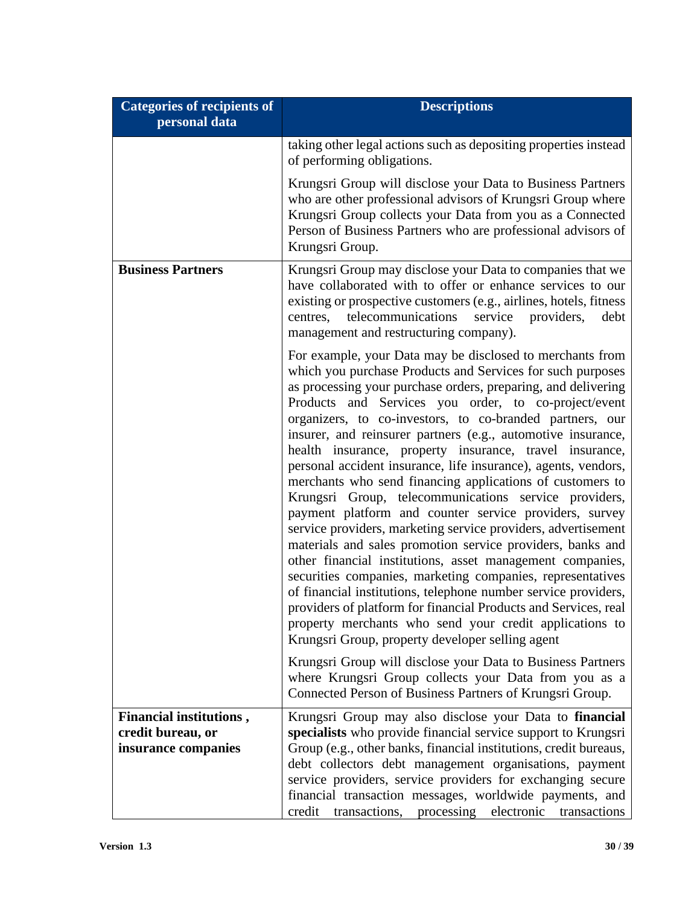| Categories of recipients of personal data | Descriptions |
|---|---|
| | taking other legal actions such as depositing properties instead of performing obligations.<br><br>Krungsri Group will disclose your Data to Business Partners who are other professional advisors of Krungsri Group where Krungsri Group collects your Data from you as a Connected Person of Business Partners who are professional advisors of Krungsri Group. |
| **Business Partners** | Krungsri Group may disclose your Data to companies that we have collaborated with to offer or enhance services to our existing or prospective customers (e.g., airlines, hotels, fitness centres, telecommunications service providers, debt management and restructuring company).<br><br>For example, your Data may be disclosed to merchants from which you purchase Products and Services for such purposes as processing your purchase orders, preparing, and delivering Products and Services you order, to co-project/event organizers, to co-investors, to co-branded partners, our insurer, and reinsurer partners (e.g., automotive insurance, health insurance, property insurance, travel insurance, personal accident insurance, life insurance), agents, vendors, merchants who send financing applications of customers to Krungsri Group, telecommunications service providers, payment platform and counter service providers, survey service providers, marketing service providers, advertisement materials and sales promotion service providers, banks and other financial institutions, asset management companies, securities companies, marketing companies, representatives of financial institutions, telephone number service providers, providers of platform for financial Products and Services, real property merchants who send your credit applications to Krungsri Group, property developer selling agent<br><br>Krungsri Group will disclose your Data to Business Partners where Krungsri Group collects your Data from you as a Connected Person of Business Partners of Krungsri Group. |
| **Financial institutions , credit bureau, or insurance companies** | Krungsri Group may also disclose your Data to **financial specialists** who provide financial service support to Krungsri Group (e.g., other banks, financial institutions, credit bureaus, debt collectors debt management organisations, payment service providers, service providers for exchanging secure financial transaction messages, worldwide payments, and credit transactions, processing electronic transactions |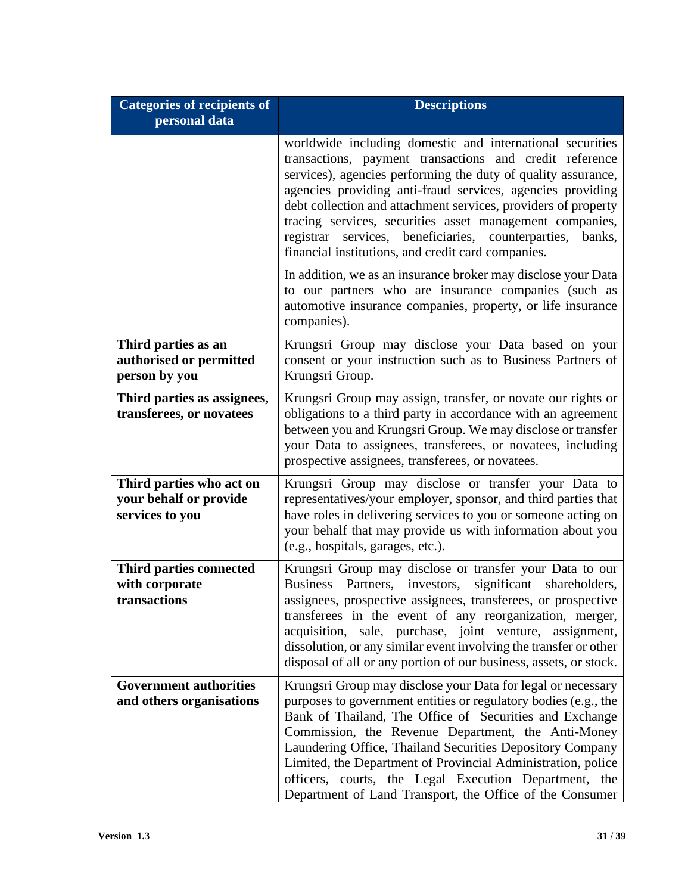| Categories of recipients of personal data | Descriptions |
|---|---|
| | worldwide including domestic and international securities transactions, payment transactions and credit reference services), agencies performing the duty of quality assurance, agencies providing anti-fraud services, agencies providing debt collection and attachment services, providers of property tracing services, securities asset management companies, registrar services, beneficiaries, counterparties, banks, financial institutions, and credit card companies.<br><br>In addition, we as an insurance broker may disclose your Data to our partners who are insurance companies (such as automotive insurance companies, property, or life insurance companies). |
| **Third parties as an authorised or permitted person by you** | Krungsri Group may disclose your Data based on your consent or your instruction such as to Business Partners of Krungsri Group. |
| **Third parties as assignees, transferees, or novatees** | Krungsri Group may assign, transfer, or novate our rights or obligations to a third party in accordance with an agreement between you and Krungsri Group. We may disclose or transfer your Data to assignees, transferees, or novatees, including prospective assignees, transferees, or novatees. |
| **Third parties who act on your behalf or provide services to you** | Krungsri Group may disclose or transfer your Data to representatives/your employer, sponsor, and third parties that have roles in delivering services to you or someone acting on your behalf that may provide us with information about you (e.g., hospitals, garages, etc.). |
| **Third parties connected with corporate transactions** | Krungsri Group may disclose or transfer your Data to our Business Partners, investors, significant shareholders, assignees, prospective assignees, transferees, or prospective transferees in the event of any reorganization, merger, acquisition, sale, purchase, joint venture, assignment, dissolution, or any similar event involving the transfer or other disposal of all or any portion of our business, assets, or stock. |
| **Government authorities and others organisations** | Krungsri Group may disclose your Data for legal or necessary purposes to government entities or regulatory bodies (e.g., the Bank of Thailand, The Office of Securities and Exchange Commission, the Revenue Department, the Anti-Money Laundering Office, Thailand Securities Depository Company Limited, the Department of Provincial Administration, police officers, courts, the Legal Execution Department, the Department of Land Transport, the Office of the Consumer |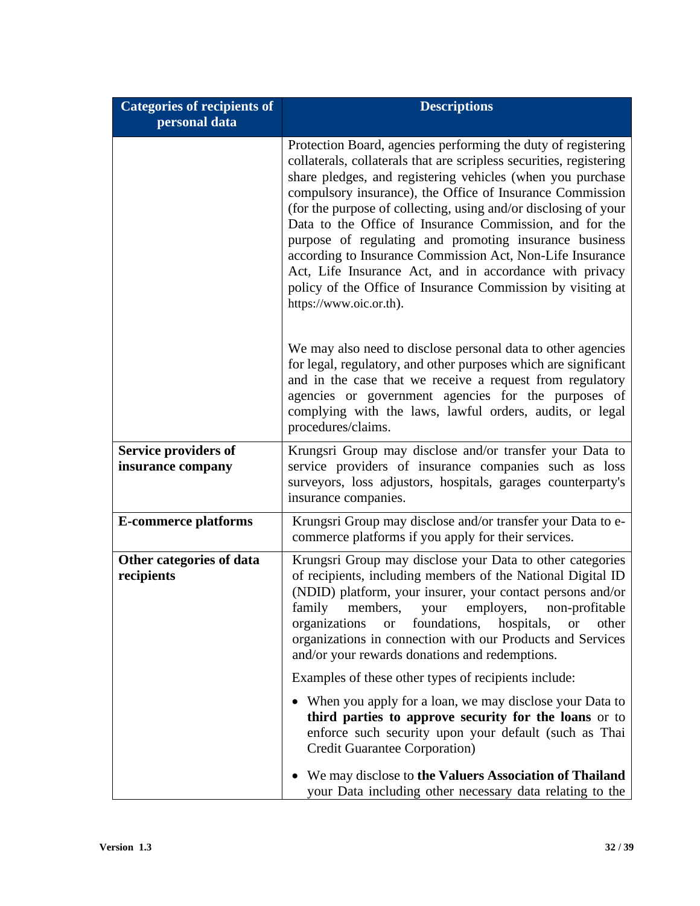| Categories of recipients of personal data | Descriptions |
|---|---|
| | Protection Board, agencies performing the duty of registering collaterals, collaterals that are scripless securities, registering share pledges, and registering vehicles (when you purchase compulsory insurance), the Office of Insurance Commission (for the purpose of collecting, using and/or disclosing of your Data to the Office of Insurance Commission, and for the purpose of regulating and promoting insurance business according to Insurance Commission Act, Non-Life Insurance Act, Life Insurance Act, and in accordance with privacy policy of the Office of Insurance Commission by visiting at https://www.oic.or.th).<br><br>We may also need to disclose personal data to other agencies for legal, regulatory, and other purposes which are significant and in the case that we receive a request from regulatory agencies or government agencies for the purposes of complying with the laws, lawful orders, audits, or legal procedures/claims. |
| **Service providers of insurance company** | Krungsri Group may disclose and/or transfer your Data to service providers of insurance companies such as loss surveyors, loss adjustors, hospitals, garages counterparty's insurance companies. |
| **E-commerce platforms** | Krungsri Group may disclose and/or transfer your Data to e-commerce platforms if you apply for their services. |
| **Other categories of data recipients** | Krungsri Group may disclose your Data to other categories of recipients, including members of the National Digital ID (NDID) platform, your insurer, your contact persons and/or family members, your employers, non-profitable organizations or foundations, hospitals, or other organizations in connection with our Products and Services and/or your rewards donations and redemptions.<br><br>Examples of these other types of recipients include:<br><br>• When you apply for a loan, we may disclose your Data to **third parties to approve security for the loans** or to enforce such security upon your default (such as Thai Credit Guarantee Corporation)<br><br>• We may disclose to **the Valuers Association of Thailand** your Data including other necessary data relating to the |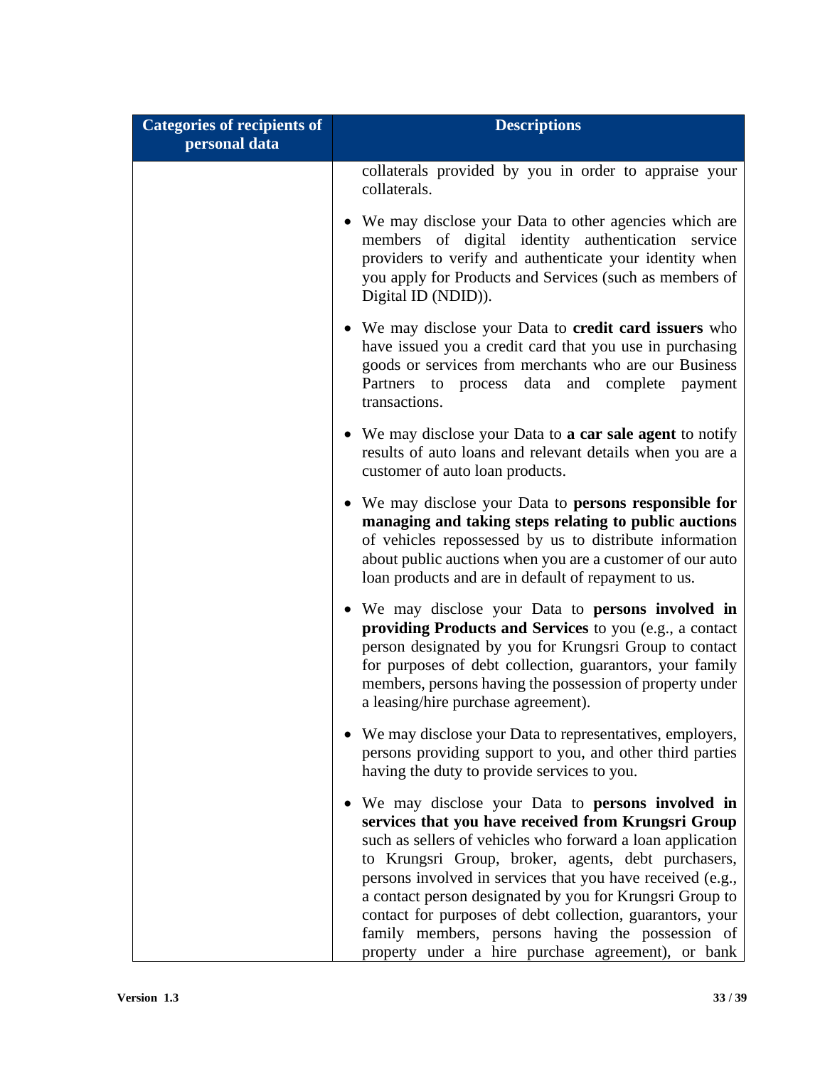| Categories of recipients of personal data | Descriptions |
| --- | --- |
| | collaterals provided by you in order to appraise your collaterals.<br><br>• We may disclose your Data to other agencies which are members of digital identity authentication service providers to verify and authenticate your identity when you apply for Products and Services (such as members of Digital ID (NDID)).<br><br>• We may disclose your Data to **credit card issuers** who have issued you a credit card that you use in purchasing goods or services from merchants who are our Business Partners to process data and complete payment transactions.<br><br>• We may disclose your Data to **a car sale agent** to notify results of auto loans and relevant details when you are a customer of auto loan products.<br><br>• We may disclose your Data to **persons responsible for managing and taking steps relating to public auctions** of vehicles repossessed by us to distribute information about public auctions when you are a customer of our auto loan products and are in default of repayment to us.<br><br>• We may disclose your Data to **persons involved in providing Products and Services** to you (e.g., a contact person designated by you for Krungsri Group to contact for purposes of debt collection, guarantors, your family members, persons having the possession of property under a leasing/hire purchase agreement).<br><br>• We may disclose your Data to representatives, employers, persons providing support to you, and other third parties having the duty to provide services to you.<br><br>• We may disclose your Data to **persons involved in services that you have received from Krungsri Group** such as sellers of vehicles who forward a loan application to Krungsri Group, broker, agents, debt purchasers, persons involved in services that you have received (e.g., a contact person designated by you for Krungsri Group to contact for purposes of debt collection, guarantors, your family members, persons having the possession of property under a hire purchase agreement), or bank |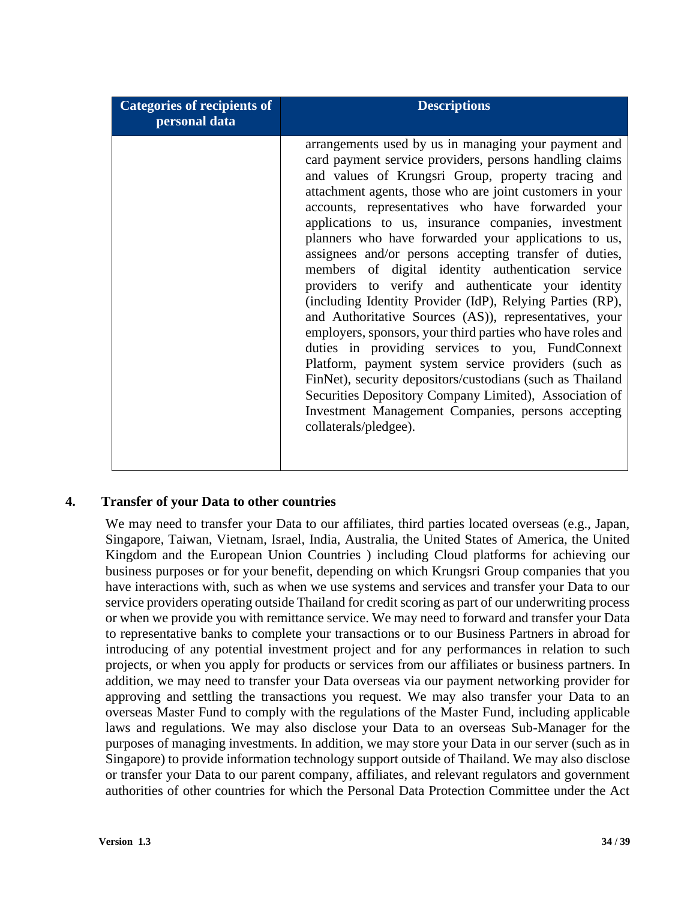| Categories of recipients of personal data | Descriptions |
|---|---|
| | arrangements used by us in managing your payment and card payment service providers, persons handling claims and values of Krungsri Group, property tracing and attachment agents, those who are joint customers in your accounts, representatives who have forwarded your applications to us, insurance companies, investment planners who have forwarded your applications to us, assignees and/or persons accepting transfer of duties, members of digital identity authentication service providers to verify and authenticate your identity (including Identity Provider (IdP), Relying Parties (RP), and Authoritative Sources (AS)), representatives, your employers, sponsors, your third parties who have roles and duties in providing services to you, FundConnext Platform, payment system service providers (such as FinNet), security depositors/custodians (such as Thailand Securities Depository Company Limited), Association of Investment Management Companies, persons accepting collaterals/pledgee). |

## 4. Transfer of your Data to other countries

We may need to transfer your Data to our affiliates, third parties located overseas (e.g., Japan, Singapore, Taiwan, Vietnam, Israel, India, Australia, the United States of America, the United Kingdom and the European Union Countries ) including Cloud platforms for achieving our business purposes or for your benefit, depending on which Krungsri Group companies that you have interactions with, such as when we use systems and services and transfer your Data to our service providers operating outside Thailand for credit scoring as part of our underwriting process or when we provide you with remittance service. We may need to forward and transfer your Data to representative banks to complete your transactions or to our Business Partners in abroad for introducing of any potential investment project and for any performances in relation to such projects, or when you apply for products or services from our affiliates or business partners. In addition, we may need to transfer your Data overseas via our payment networking provider for approving and settling the transactions you request. We may also transfer your Data to an overseas Master Fund to comply with the regulations of the Master Fund, including applicable laws and regulations. We may also disclose your Data to an overseas Sub-Manager for the purposes of managing investments. In addition, we may store your Data in our server (such as in Singapore) to provide information technology support outside of Thailand. We may also disclose or transfer your Data to our parent company, affiliates, and relevant regulators and government authorities of other countries for which the Personal Data Protection Committee under the Act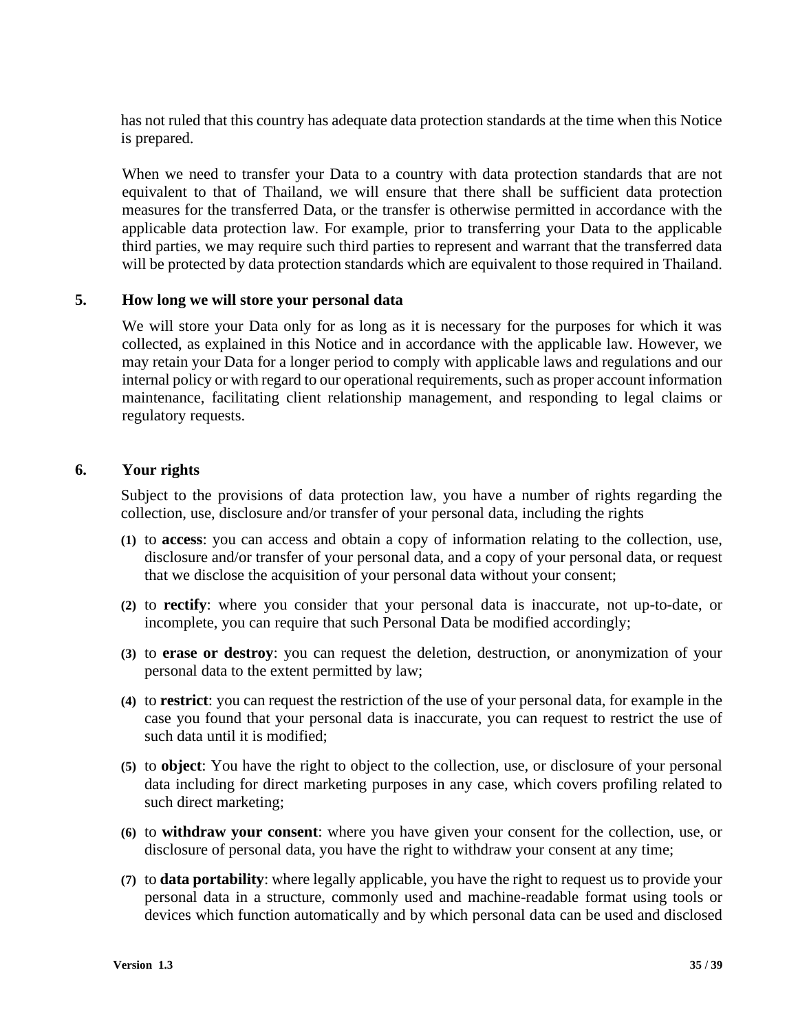has not ruled that this country has adequate data protection standards at the time when this Notice is prepared.

When we need to transfer your Data to a country with data protection standards that are not equivalent to that of Thailand, we will ensure that there shall be sufficient data protection measures for the transferred Data, or the transfer is otherwise permitted in accordance with the applicable data protection law. For example, prior to transferring your Data to the applicable third parties, we may require such third parties to represent and warrant that the transferred data will be protected by data protection standards which are equivalent to those required in Thailand.

## 5. How long we will store your personal data

We will store your Data only for as long as it is necessary for the purposes for which it was collected, as explained in this Notice and in accordance with the applicable law. However, we may retain your Data for a longer period to comply with applicable laws and regulations and our internal policy or with regard to our operational requirements, such as proper account information maintenance, facilitating client relationship management, and responding to legal claims or regulatory requests.

## 6. Your rights

Subject to the provisions of data protection law, you have a number of rights regarding the collection, use, disclosure and/or transfer of your personal data, including the rights

**(1)** to **access**: you can access and obtain a copy of information relating to the collection, use, disclosure and/or transfer of your personal data, and a copy of your personal data, or request that we disclose the acquisition of your personal data without your consent;

**(2)** to **rectify**: where you consider that your personal data is inaccurate, not up-to-date, or incomplete, you can require that such Personal Data be modified accordingly;

**(3)** to **erase or destroy**: you can request the deletion, destruction, or anonymization of your personal data to the extent permitted by law;

**(4)** to **restrict**: you can request the restriction of the use of your personal data, for example in the case you found that your personal data is inaccurate, you can request to restrict the use of such data until it is modified;

**(5)** to **object**: You have the right to object to the collection, use, or disclosure of your personal data including for direct marketing purposes in any case, which covers profiling related to such direct marketing;

**(6)** to **withdraw your consent**: where you have given your consent for the collection, use, or disclosure of personal data, you have the right to withdraw your consent at any time;

**(7)** to **data portability**: where legally applicable, you have the right to request us to provide your personal data in a structure, commonly used and machine-readable format using tools or devices which function automatically and by which personal data can be used and disclosed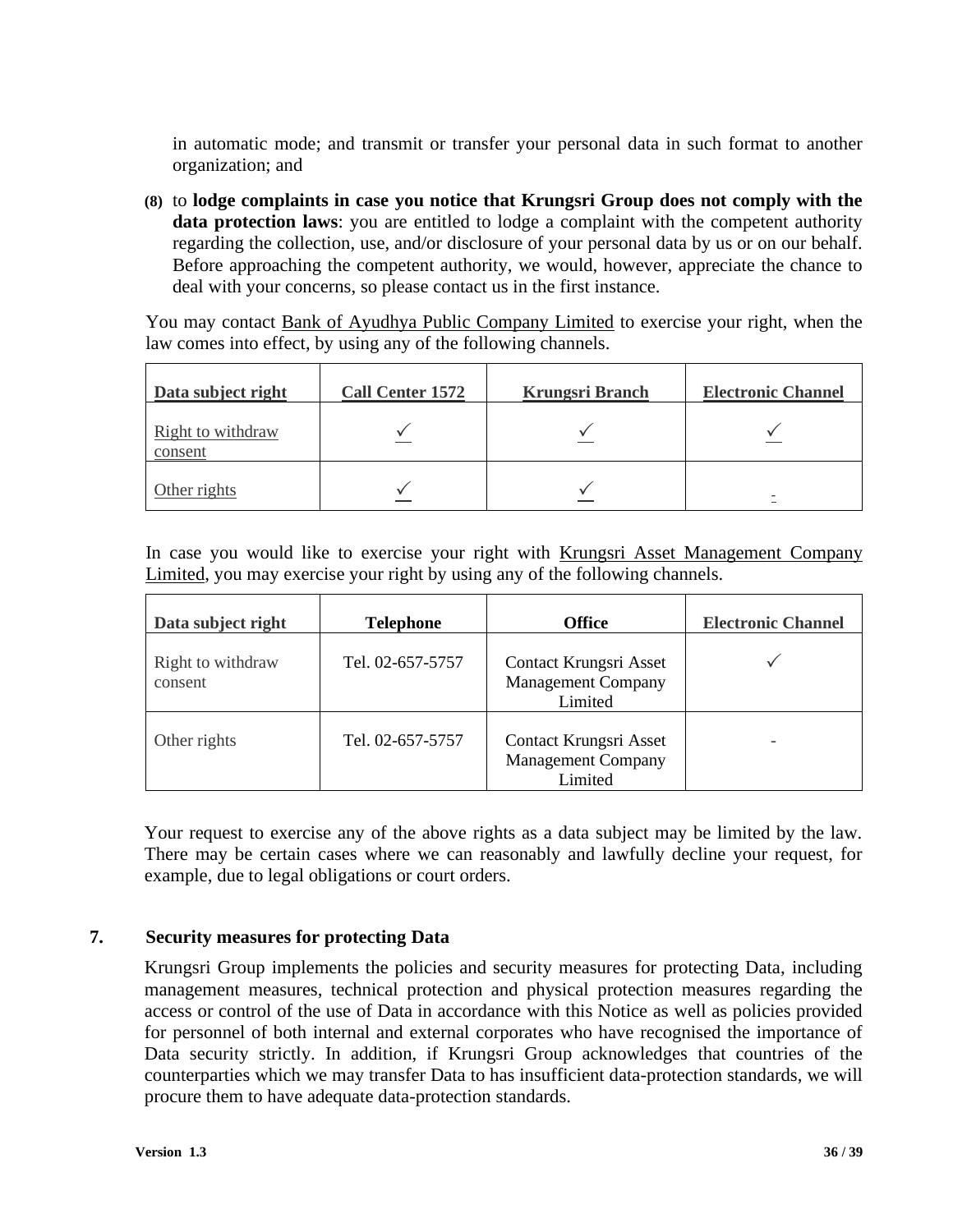in automatic mode; and transmit or transfer your personal data in such format to another organization; and

**(8)** to **lodge complaints in case you notice that Krungsri Group does not comply with the data protection laws**: you are entitled to lodge a complaint with the competent authority regarding the collection, use, and/or disclosure of your personal data by us or on our behalf. Before approaching the competent authority, we would, however, appreciate the chance to deal with your concerns, so please contact us in the first instance.

You may contact Bank of Ayudhya Public Company Limited to exercise your right, when the law comes into effect, by using any of the following channels.

| Data subject right | Call Center 1572 | Krungsri Branch | Electronic Channel |
|---|---|---|---|
| Right to withdraw consent | ✓ | ✓ | ✓ |
| Other rights | ✓ | ✓ | - |

In case you would like to exercise your right with Krungsri Asset Management Company Limited, you may exercise your right by using any of the following channels.

| Data subject right | Telephone | Office | Electronic Channel |
|---|---|---|---|
| Right to withdraw consent | Tel. 02-657-5757 | Contact Krungsri Asset Management Company Limited | ✓ |
| Other rights | Tel. 02-657-5757 | Contact Krungsri Asset Management Company Limited | - |

Your request to exercise any of the above rights as a data subject may be limited by the law. There may be certain cases where we can reasonably and lawfully decline your request, for example, due to legal obligations or court orders.

## 7. Security measures for protecting Data

Krungsri Group implements the policies and security measures for protecting Data, including management measures, technical protection and physical protection measures regarding the access or control of the use of Data in accordance with this Notice as well as policies provided for personnel of both internal and external corporates who have recognised the importance of Data security strictly. In addition, if Krungsri Group acknowledges that countries of the counterparties which we may transfer Data to has insufficient data-protection standards, we will procure them to have adequate data-protection standards.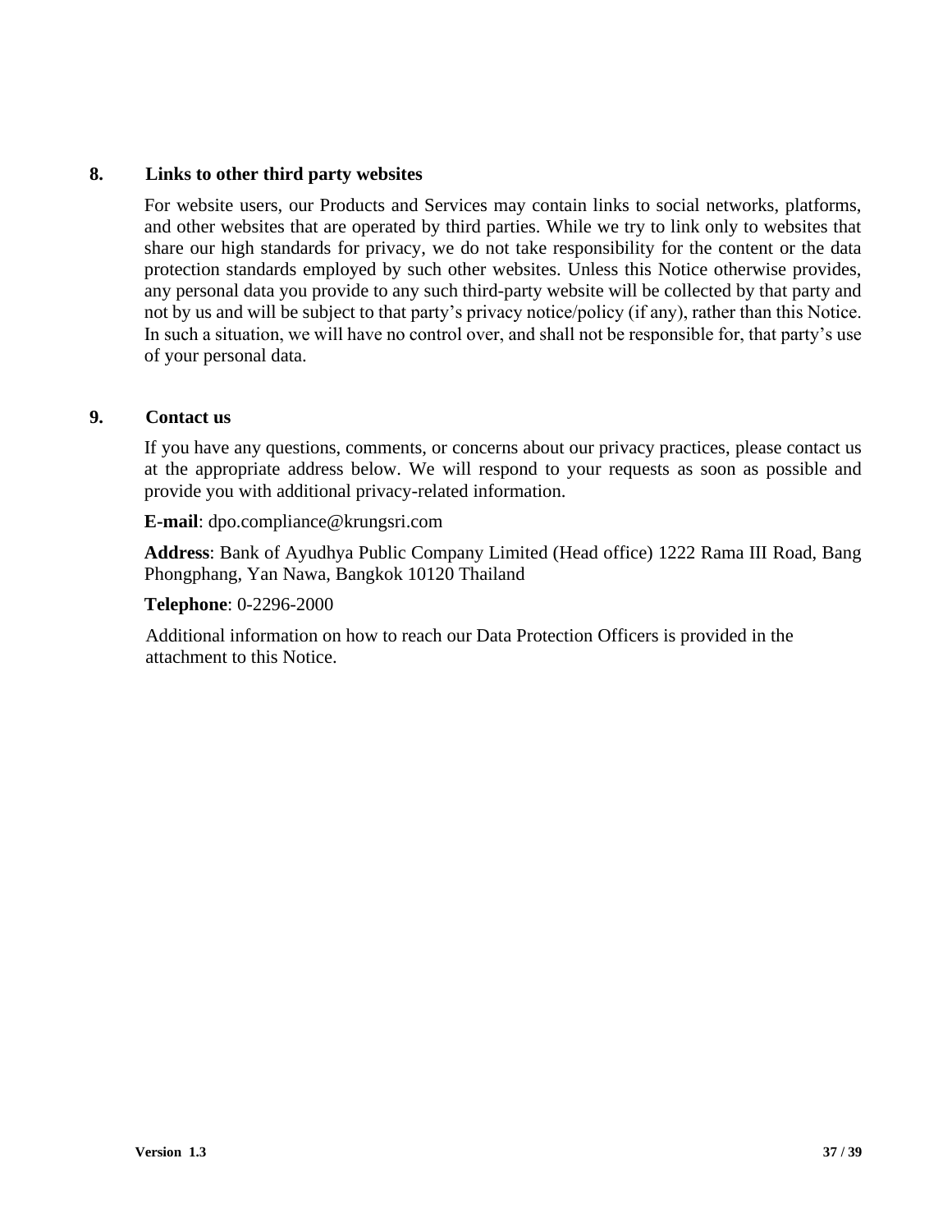## 8. Links to other third party websites

For website users, our Products and Services may contain links to social networks, platforms, and other websites that are operated by third parties. While we try to link only to websites that share our high standards for privacy, we do not take responsibility for the content or the data protection standards employed by such other websites. Unless this Notice otherwise provides, any personal data you provide to any such third-party website will be collected by that party and not by us and will be subject to that party's privacy notice/policy (if any), rather than this Notice. In such a situation, we will have no control over, and shall not be responsible for, that party's use of your personal data.

## 9. Contact us

If you have any questions, comments, or concerns about our privacy practices, please contact us at the appropriate address below. We will respond to your requests as soon as possible and provide you with additional privacy-related information.

**E-mail**: dpo.compliance@krungsri.com

**Address**: Bank of Ayudhya Public Company Limited (Head office) 1222 Rama III Road, Bang Phongphang, Yan Nawa, Bangkok 10120 Thailand

**Telephone**: 0-2296-2000

Additional information on how to reach our Data Protection Officers is provided in the attachment to this Notice.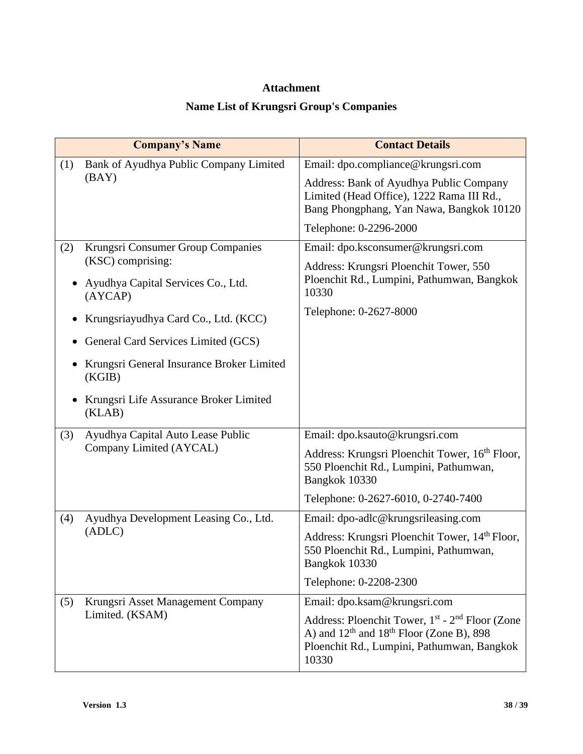**Attachment**

**Name List of Krungsri Group's Companies**

| Company's Name | Contact Details |
|---|---|
| (1) Bank of Ayudhya Public Company Limited (BAY) | Email: dpo.compliance@krungsri.com<br>Address: Bank of Ayudhya Public Company Limited (Head Office), 1222 Rama III Rd., Bang Phongphang, Yan Nawa, Bangkok 10120<br>Telephone: 0-2296-2000 |
| (2) Krungsri Consumer Group Companies (KSC) comprising:<br>• Ayudhya Capital Services Co., Ltd. (AYCAP)<br>• Krungsriayudhya Card Co., Ltd. (KCC)<br>• General Card Services Limited (GCS)<br>• Krungsri General Insurance Broker Limited (KGIB)<br>• Krungsri Life Assurance Broker Limited (KLAB) | Email: dpo.ksconsumer@krungsri.com<br>Address: Krungsri Ploenchit Tower, 550 Ploenchit Rd., Lumpini, Pathumwan, Bangkok 10330<br>Telephone: 0-2627-8000 |
| (3) Ayudhya Capital Auto Lease Public Company Limited (AYCAL) | Email: dpo.ksauto@krungsri.com<br>Address: Krungsri Ploenchit Tower, 16th Floor, 550 Ploenchit Rd., Lumpini, Pathumwan, Bangkok 10330<br>Telephone: 0-2627-6010, 0-2740-7400 |
| (4) Ayudhya Development Leasing Co., Ltd. (ADLC) | Email: dpo-adlc@krungsrileasing.com<br>Address: Krungsri Ploenchit Tower, 14th Floor, 550 Ploenchit Rd., Lumpini, Pathumwan, Bangkok 10330<br>Telephone: 0-2208-2300 |
| (5) Krungsri Asset Management Company Limited. (KSAM) | Email: dpo.ksam@krungsri.com<br>Address: Ploenchit Tower, 1st - 2nd Floor (Zone A) and 12th and 18th Floor (Zone B), 898 Ploenchit Rd., Lumpini, Pathumwan, Bangkok 10330 |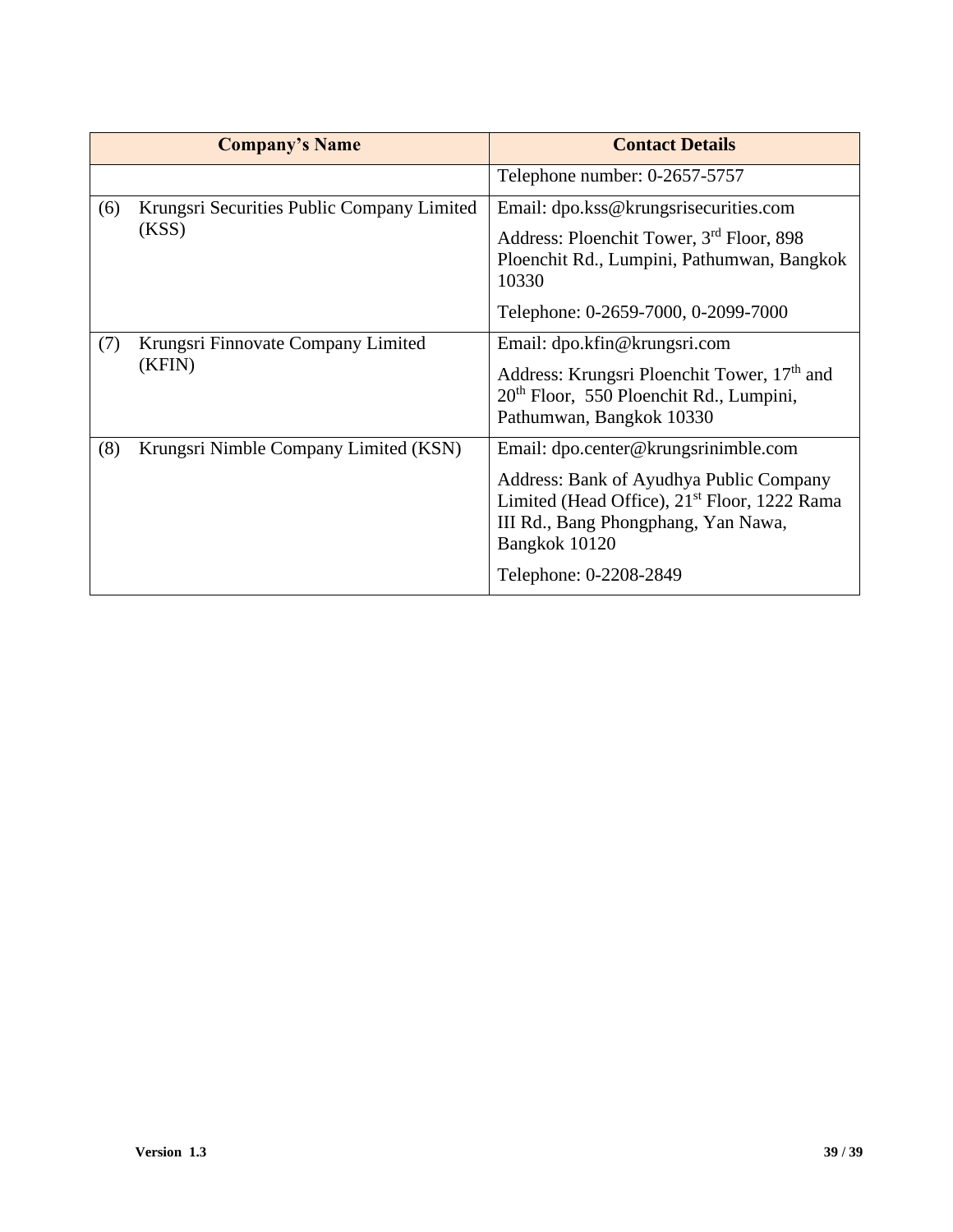| Company's Name | Contact Details |
| --- | --- |
| | Telephone number: 0-2657-5757 |
| (6) Krungsri Securities Public Company Limited (KSS) | Email: dpo.kss@krungsrisecurities.com<br>Address: Ploenchit Tower, 3rd Floor, 898 Ploenchit Rd., Lumpini, Pathumwan, Bangkok 10330<br>Telephone: 0-2659-7000, 0-2099-7000 |
| (7) Krungsri Finnovate Company Limited (KFIN) | Email: dpo.kfin@krungsri.com<br>Address: Krungsri Ploenchit Tower, 17th and 20th Floor, 550 Ploenchit Rd., Lumpini, Pathumwan, Bangkok 10330 |
| (8) Krungsri Nimble Company Limited (KSN) | Email: dpo.center@krungsrinimble.com<br>Address: Bank of Ayudhya Public Company Limited (Head Office), 21st Floor, 1222 Rama III Rd., Bang Phongphang, Yan Nawa, Bangkok 10120<br>Telephone: 0-2208-2849 |